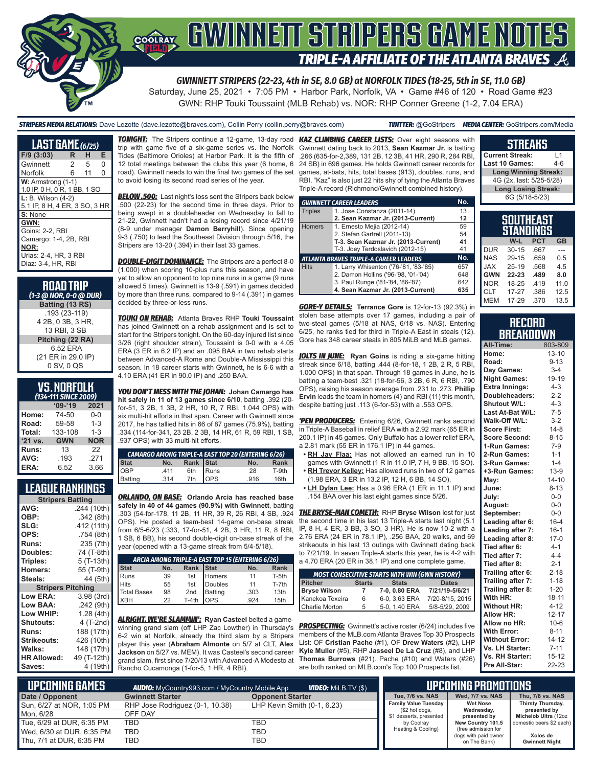# GWINNETT STRIPERS GAME NOTES

## TRIPLE-A AFFILIATE OF THE ATLANTA BRAVES

**GWINNETT STRIPERS (22-23, 4th in SE, 8.0 GB) at NORFOLK TIDES (18-25, 5th in SE, 11.0 GB)**

Saturday, June 25, 2021 • 7:05 PM • Harbor Park, Norfolk, VA • Game #46 of 120 • Road Game #23

GWN: RHP Touki Toussaint (MLB Rehab) vs. NOR: RHP Conner Greene (1-2, 7.04 ERA)

**STRIPERS MEDIA RELATIONS:** Dave Lezotte (dave.lezotte@braves.com), Collin Perry (collin.perry@braves.com) **TWITTER:** @GoStripers **MEDIA CENTER:** GoStripers.com/Media

## LAST GAME (6/25)

| F/9 (3:03) | R | H | E |
|---|---|---|---|
| Gwinnett | 2 | 5 | 0 |
| Norfolk | 6 | 11 | 0 |

**W:** Armstrong (1-1)
1.0 IP, 0 H, 0 R, 1 BB, 1 SO

**L:** B. Wilson (4-2)
5.1 IP, 8 H, 4 ER, 3 SO, 3 HR

**S:** None

**GWN:**
Goins: 2-2, RBI
Camargo: 1-4, 2B, RBI

**NOR:**
Urias: 2-4, HR, 3 RBI
Diaz: 3-4, HR, RBI

## ROAD TRIP
*(1-3 @ NOR, 0-0 @ DUR)*

**Batting (13 RS)**
.193 (23-119)
4 2B, 0 3B, 3 HR,
13 RBI, 3 SB

**Pitching (22 RA)**
6.52 ERA
(21 ER in 29.0 IP)
0 SV, 0 QS

## VS. NORFOLK
*(134-111 SINCE 2009)*

| | '09-'19 | 2021 |
|---|---|---|
| Home: | 74-50 | 0-0 |
| Road: | 59-58 | 1-3 |
| Total: | 133-108 | 1-3 |
| '21 vs. | GWN | NOR |
| Runs: | 13 | 22 |
| AVG: | .193 | .271 |
| ERA: | 6.52 | 3.66 |

## LEAGUE RANKINGS

| Stripers Batting | |
|---|---|
| AVG: | .244 (10th) |
| OBP: | .342 (8th) |
| SLG: | .412 (11th) |
| OPS: | .754 (8th) |
| Runs: | 235 (7th) |
| Doubles: | 74 (T-8th) |
| Triples: | 5 (T-13th) |
| Homers: | 55 (T-9th) |
| Steals: | 44 (5th) |
| **Stripers Pitching** | |
| Low ERA: | 3.98 (3rd) |
| Low BAA: | .242 (9th) |
| Low WHIP: | 1.28 (4th) |
| Shutouts: | 4 (T-2nd) |
| Runs: | 188 (17th) |
| Strikeouts: | 426 (10th) |
| Walks: | 148 (17th) |
| HR Allowed: | 49 (T-12th) |
| Saves: | 4 (19th) |

**TONIGHT:** The Stripers continue a 12-game, 13-day road trip with game five of a six-game series vs. the Norfolk Tides (Baltimore Orioles) at Harbor Park. It is the fifth of 12 total meetings between the clubs this year (6 home, 6 road). Gwinnett needs to win the final two games of the set to avoid losing its second road series of the year.

**BELOW .500:** Last night's loss sent the Stripers back below .500 (22-23) for the second time in three days. Prior to being swept in a doubleheader on Wednesday to fall to 21-22, Gwinnett hadn't had a losing record since 4/21/19 (8-9 under manager **Damon Berryhill**). Since opening 9-3 (.750) to lead the Southeast Division through 5/16, the Stripers are 13-20 (.394) in their last 33 games.

**DOUBLE-DIGIT DOMINANCE:** The Stripers are a perfect 8-0 (1.000) when scoring 10-plus runs this season, and have yet to allow an opponent to top nine runs in a game (9 runs allowed 5 times). Gwinnett is 13-9 (.591) in games decided by more than three runs, compared to 9-14 (.391) in games decided by three-or-less runs.

**TOUKI ON REHAB:** Atlanta Braves RHP **Touki Toussaint** has joined Gwinnett on a rehab assignment and is set to start for the Stripers tonight. On the 60-day injured list since 3/26 (right shoulder strain), Toussaint is 0-0 with a 4.05 ERA (3 ER in 6.2 IP) and an .095 BAA in two rehab starts between Advanced-A Rome and Double-A Mississippi this season. In 18 career starts with Gwinnett, he is 6-6 with a 4.10 ERA (41 ER in 90.0 IP) and .250 BAA.

**YOU DON'T MESS WITH THE JOHAN:** **Johan Camargo has hit safely in 11 of 13 games since 6/10**, batting .392 (20-for-51, 3 2B, 1 3B, 2 HR, 10 R, 7 RBI, 1.044 OPS) with six multi-hit efforts in that span. Career with Gwinnett since 2017, he has tallied hits in 66 of 87 games (75.9%), batting .334 (114-for-341, 23 2B, 2 3B, 14 HR, 61 R, 59 RBI, 1 SB, .937 OPS) with 33 multi-hit efforts.

| CAMARGO AMONG TRIPLE-A EAST TOP 20 (ENTERING 6/26) | | | | | |
|---|---|---|---|---|---|
| Stat | No. | Rank | Stat | No. | Rank |
| OBP | .411 | 6th | Runs | 28 | T-9th |
| Batting | .314 | 7th | OPS | .916 | 16th |

**ORLANDO, ON BASE:** **Orlando Arcia has reached base safely in 40 of 44 games (90.9%) with Gwinnett**, batting .303 (54-for-178, 11 2B, 11 HR, 39 R, 26 RBI, 4 SB, .924 OPS). He posted a team-best 14-game on-base streak from 6/5-6/23 (.333, 17-for-51, 4 2B, 3 HR, 11 R, 8 RBI, 1 SB, 6 BB), his second double-digit on-base streak of the year (opened with a 13-game streak from 5/4-5/18).

| ARCIA AMONG TRIPLE-A EAST TOP 15 (ENTERING 6/26) | | | | | |
|---|---|---|---|---|---|
| Stat | No. | Rank | Stat | No. | Rank |
| Runs | 39 | 1st | Homers | 11 | T-5th |
| Hits | 55 | 1st | Doubles | 11 | T-7th |
| Total Bases | 98 | 2nd | Batting | .303 | 13th |
| XBH | 22 | T-4th | OPS | .924 | 15th |

**ALRIGHT, WE'RE SLAMMIN':** **Ryan Casteel** belted a game-winning grand slam (off LHP Zac Lowther) in Thursday's 6-2 win at Norfolk, already the third slam by a Stripers player this year (**Abraham Almonte** on 5/7 at CLT, **Alex Jackson** on 5/27 vs. MEM). It was Casteel's second career grand slam, first since 7/20/13 with Advanced-A Modesto at Rancho Cucamonga (1-for-5, 1 HR, 4 RBI).

**KAZ CLIMBING CAREER LISTS:** Over eight seasons with Gwinnett dating back to 2013, **Sean Kazmar Jr.** is batting .266 (635-for-2,389, 131 2B, 12 3B, 41 HR, 290 R, 284 RBI, 24 SB) in 696 games. He holds Gwinnett career records for games, at-bats, hits, total bases (913), doubles, runs, and RBI. "Kaz" is also just 22 hits shy of tying the Atlanta Braves Triple-A record (Richmond/Gwinnett combined history).

| GWINNETT CAREER LEADERS | | No. |
|---|---|---|
| Triples | 1. Jose Constanza (2011-14) | 13 |
| | **2. Sean Kazmar Jr. (2013-Current)** | **12** |
| Homers | 1. Ernesto Mejia (2012-14) | 59 |
| | 2. Stefan Gartrell (2011-13) | 54 |
| | **T-3. Sean Kazmar Jr. (2013-Current)** | **41** |
| | T-3. Joey Terdoslavich (2012-15) | 41 |
| **ATLANTA BRAVES TRIPLE-A CAREER LEADERS** | | **No.** |
| Hits | 1. Larry Whisenton ('76-'81, '83-'85) | 657 |
| | 2. Damon Hollins ('96-'98, '01-'04) | 648 |
| | 3. Paul Runge ('81-'84, '86-'87) | 642 |
| | **4. Sean Kazmar Jr. (2013-Current)** | **635** |

**GORE-Y DETAILS:** **Terrance Gore** is 12-for-13 (92.3%) in stolen base attempts over 17 games, including a pair of two-steal games (5/18 at NAS, 6/18 vs. NAS). Entering 6/25, he ranks tied for third in Triple-A East in steals (12). Gore has 348 career steals in 805 MiLB and MLB games.

**JOLTS IN JUNE:** **Ryan Goins** is riding a six-game hitting streak since 6/18, batting .444 (8-for-18, 1 2B, 2 R, 5 RBI, 1.000 OPS) in that span. Through 18 games in June, he is batting a team-best .321 (18-for-56, 3 2B, 6 R, 6 RBI, .790 OPS), raising his season average from .231 to .273. **Phillip Ervin** leads the team in homers (4) and RBI (11) this month, despite batting just .113 (6-for-53) with a .553 OPS.

**'PEN PRODUCERS:** Entering 6/26, Gwinnett ranks second in Triple-A Baseball in relief ERA with a 2.92 mark (65 ER in 200.1 IP) in 45 games. Only Buffalo has a lower relief ERA, a 2.81 mark (55 ER in 176.1 IP) in 44 games.

- **RH Jay Flaa:** Has not allowed an earned run in 10 games with Gwinnett (1 R in 11.0 IP, 7 H, 9 BB, 15 SO).
- **RH Trevor Kelley:** Has allowed runs in two of 12 games (1.98 ERA, 3 ER in 13.2 IP, 12 H, 6 BB, 14 SO).
- **LH Dylan Lee:** Has a 0.96 ERA (1 ER in 11.1 IP) and .154 BAA over his last eight games since 5/26.

**THE BRYSE-MAN COMETH:** RHP **Bryse Wilson** lost for just the second time in his last 13 Triple-A starts last night (5.1 IP, 8 H, 4 ER, 3 BB, 3 SO, 3 HR). He is now 10-2 with a 2.76 ERA (24 ER in 78.1 IP), .256 BAA, 20 walks, and 69 strikeouts in his last 13 outings with Gwinnett dating back to 7/21/19. In seven Triple-A starts this year, he is 4-2 with a 4.70 ERA (20 ER in 38.1 IP) and one complete game.

| MOST CONSECUTIVE STARTS WITH WIN (GWN HISTORY) | | | |
|---|---|---|---|
| Pitcher | Starts | Stats | Dates |
| **Bryse Wilson** | **7** | **7-0, 0.80 ERA** | **7/21/19-5/6/21** |
| Kanekoa Texeira | 6 | 6-0, 3.63 ERA | 7/20-8/15, 2015 |
| Charlie Morton | 5 | 5-0, 1.40 ERA | 5/8-5/29, 2009 |

**PROSPECTING:** Gwinnett's active roster (6/24) includes five members of the MLB.com Atlanta Braves Top 30 Prospects List: OF **Cristian Pache** (#1), OF **Drew Waters** (#2), LHP **Kyle Muller** (#5), RHP **Jasseel De La Cruz** (#8), and LHP **Thomas Burrows** (#21). Pache (#10) and Waters (#26) are both ranked on MLB.com's Top 100 Prospects list.

## STREAKS

| | |
|---|---|
| Current Streak: | L1 |
| Last 10 Games: | 4-6 |
| **Long Winning Streak:** | |
| 4G (2x, last: 5/25-5/28) | |
| **Long Losing Streak:** | |
| 6G (5/18-5/23) | |

## SOUTHEAST STANDINGS

| | W-L | PCT | GB |
|---|---|---|---|
| DUR | 30-15 | .667 | --- |
| NAS | 29-15 | .659 | 0.5 |
| JAX | 25-19 | .568 | 4.5 |
| **GWN** | **22-23** | **.489** | **8.0** |
| NOR | 18-25 | .419 | 11.0 |
| CLT | 17-27 | .386 | 12.5 |
| MEM | 17-29 | .370 | 13.5 |

## RECORD BREAKDOWN

| | |
|---|---|
| All-Time: | 803-809 |
| Home: | 13-10 |
| Road: | 9-13 |
| Day Games: | 3-4 |
| Night Games: | 19-19 |
| Extra Innings: | 4-3 |
| Doubleheaders: | 2-2 |
| Shutout W/L: | 4-3 |
| Last At-Bat W/L: | 7-5 |
| Walk-Off W/L: | 3-2 |
| Score First: | 14-8 |
| Score Second: | 8-15 |
| 1-Run Games: | 7-9 |
| 2-Run Games: | 1-1 |
| 3-Run Games: | 1-4 |
| +3-Run Games: | 13-9 |
| May: | 14-10 |
| June: | 8-13 |
| July: | 0-0 |
| August: | 0-0 |
| September: | 0-0 |
| Leading after 6: | 16-4 |
| Leading after 7: | 16-1 |
| Leading after 8: | 17-0 |
| Tied after 6: | 4-1 |
| Tied after 7: | 4-4 |
| Tied after 8: | 2-1 |
| Trailing after 6: | 2-18 |
| Trailing after 7: | 1-18 |
| Trailing after 8: | 1-20 |
| With HR: | 18-11 |
| Without HR: | 4-12 |
| Allow HR: | 12-17 |
| Allow no HR: | 10-6 |
| With Error: | 8-11 |
| Without Error: | 14-12 |
| Vs. LH Starter: | 7-11 |
| Vs. RH Starter: | 15-12 |
| Pre All-Star: | 22-23 |

## UPCOMING GAMES

**AUDIO:** MyCountry993.com / MyCountry Mobile App **VIDEO:** MiLB.TV ($)

| Date / Opponent | Gwinnett Starter | Opponent Starter |
|---|---|---|
| Sun, 6/27 at NOR, 1:05 PM | RHP Jose Rodriguez (0-1, 10.38) | LHP Kevin Smith (0-1, 6.23) |
| Mon, 6/28 | OFF DAY | |
| Tue, 6/29 at DUR, 6:35 PM | TBD | TBD |
| Wed, 6/30 at DUR, 6:35 PM | TBD | TBD |
| Thu, 7/1 at DUR, 6:35 PM | TBD | TBD |

## UPCOMING PROMOTIONS

| Tue, 7/6 vs. NAS | Wed, 7/7 vs. NAS | Thu, 7/8 vs. NAS |
|---|---|---|
| **Family Value Tuesday** ($2 hot dogs, $1 desserts, presented by Coolray Heating & Cooling) | **Wet Nose Wednesday, presented by New Country 101.5** (free admission for dogs with paid owner on The Bank) | **Thirsty Thursday, presented by Michelob Ultra** (12oz domestic beers $2 each) **Xolos de Gwinnett Night** |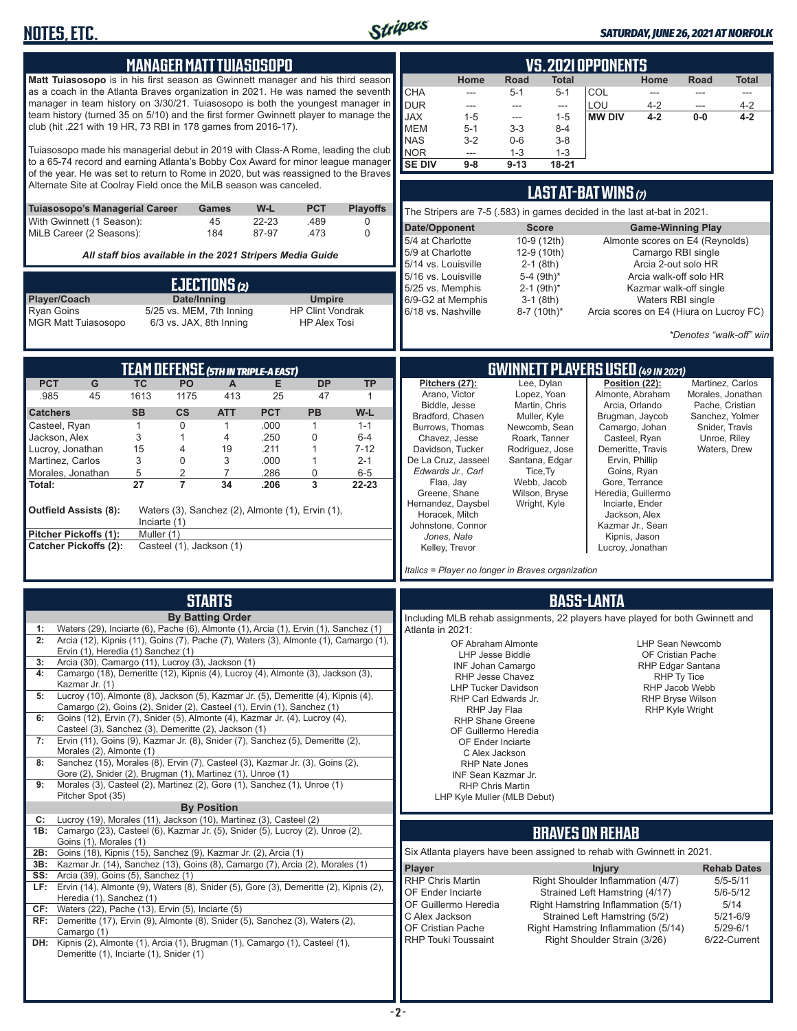## MANAGER MATT TUIASOSOPO

**Matt Tuiasosopo** is in his first season as Gwinnett manager and his third season as a coach in the Atlanta Braves organization in 2021. He was named the seventh manager in team history on 3/30/21. Tuiasosopo is both the youngest manager in team history (turned 35 on 5/10) and the first former Gwinnett player to manage the club (hit .221 with 19 HR, 73 RBI in 178 games from 2016-17).

Tuiasosopo made his managerial debut in 2019 with Class-A Rome, leading the club to a 65-74 record and earning Atlanta's Bobby Cox Award for minor league manager of the year. He was set to return to Rome in 2020, but was reassigned to the Braves Alternate Site at Coolray Field once the MiLB season was canceled.

| Tuiasosopo's Managerial Career | Games | W-L | PCT | Playoffs |
|---|---|---|---|---|
| With Gwinnett (1 Season): | 45 | 22-23 | .489 | 0 |
| MiLB Career (2 Seasons): | 184 | 87-97 | .473 | 0 |

*All staff bios available in the 2021 Stripers Media Guide*

## EJECTIONS (2)

| Player/Coach | Date/Inning | Umpire |
|---|---|---|
| Ryan Goins | 5/25 vs. MEM, 7th Inning | HP Clint Vondrak |
| MGR Matt Tuiasosopo | 6/3 vs. JAX, 8th Inning | HP Alex Tosi |

## VS. 2021 OPPONENTS

| | Home | Road | Total | | Home | Road | Total |
|---|---|---|---|---|---|---|---|
| CHA | --- | 5-1 | 5-1 | COL | --- | --- | --- |
| DUR | --- | --- | --- | LOU | 4-2 | --- | 4-2 |
| JAX | 1-5 | --- | 1-5 | **MW DIV** | **4-2** | **0-0** | **4-2** |
| MEM | 5-1 | 3-3 | 8-4 | | | | |
| NAS | 3-2 | 0-6 | 3-8 | | | | |
| NOR | --- | 1-3 | 1-3 | | | | |
| **SE DIV** | **9-8** | **9-13** | **18-21** | | | | |

## LAST AT-BAT WINS (7)

The Stripers are 7-5 (.583) in games decided in the last at-bat in 2021.

| Date/Opponent | Score | Game-Winning Play |
|---|---|---|
| 5/4 at Charlotte | 10-9 (12th) | Almonte scores on E4 (Reynolds) |
| 5/9 at Charlotte | 12-9 (10th) | Camargo RBI single |
| 5/14 vs. Louisville | 2-1 (8th) | Arcia 2-out solo HR |
| 5/16 vs. Louisville | 5-4 (9th)* | Arcia walk-off solo HR |
| 5/25 vs. Memphis | 2-1 (9th)* | Kazmar walk-off single |
| 6/9-G2 at Memphis | 3-1 (8th) | Waters RBI single |
| 6/18 vs. Nashville | 8-7 (10th)* | Arcia scores on E4 (Hiura on Lucroy FC) |

*\*Denotes "walk-off" win*

## TEAM DEFENSE (5TH IN TRIPLE-A EAST)

| PCT | G | TC | PO | A | E | DP | TP |
|---|---|---|---|---|---|---|---|
| .985 | 45 | 1613 | 1175 | 413 | 25 | 47 | 1 |

| Catchers | SB | CS | ATT | PCT | PB | W-L |
|---|---|---|---|---|---|---|
| Casteel, Ryan | 1 | 0 | 1 | .000 | 1 | 1-1 |
| Jackson, Alex | 3 | 1 | 4 | .250 | 0 | 6-4 |
| Lucroy, Jonathan | 15 | 4 | 19 | .211 | 1 | 7-12 |
| Martinez, Carlos | 3 | 0 | 3 | .000 | 1 | 2-1 |
| Morales, Jonathan | 5 | 2 | 7 | .286 | 0 | 6-5 |
| **Total:** | **27** | **7** | **34** | **.206** | **3** | **22-23** |

**Outfield Assists (8):** Waters (3), Sanchez (2), Almonte (1), Ervin (1), Inciarte (1)

**Pitcher Pickoffs (1):** Muller (1)

**Catcher Pickoffs (2):** Casteel (1), Jackson (1)

## GWINNETT PLAYERS USED (49 IN 2021)

**Pitchers (27):** Arano, Victor; Biddle, Jesse; Bradford, Chasen; Burrows, Thomas; Chavez, Jesse; Davidson, Tucker; De La Cruz, Jasseel; *Edwards Jr., Carl*; Flaa, Jay; Greene, Shane; Hernandez, Daysbel; Horacek, Mitch; Johnstone, Connor; *Jones, Nate*; Kelley, Trevor; Lee, Dylan; Lopez, Yoan; Martin, Chris; Muller, Kyle; Newcomb, Sean; Roark, Tanner; Rodriguez, Jose; Santana, Edgar; Tice, Ty; Webb, Jacob; Wilson, Bryse; Wright, Kyle

**Position (22):** Almonte, Abraham; Arcia, Orlando; Brugman, Jaycob; Camargo, Johan; Casteel, Ryan; Demeritte, Travis; Ervin, Phillip; Goins, Ryan; Gore, Terrance; Heredia, Guillermo; Inciarte, Ender; Jackson, Alex; Kazmar Jr., Sean; Kipnis, Jason; Lucroy, Jonathan; Martinez, Carlos; Morales, Jonathan; Pache, Cristian; Sanchez, Yolmer; Snider, Travis; Unroe, Riley; Waters, Drew

*Italics = Player no longer in Braves organization*

## STARTS

**By Batting Order**

- **1:** Waters (29), Inciarte (6), Pache (6), Almonte (1), Arcia (1), Ervin (1), Sanchez (1)
- **2:** Arcia (12), Kipnis (11), Goins (7), Pache (7), Waters (3), Almonte (1), Camargo (1), Ervin (1), Heredia (1) Sanchez (1)
- **3:** Arcia (30), Camargo (11), Lucroy (3), Jackson (1)
- **4:** Camargo (18), Demeritte (12), Kipnis (4), Lucroy (4), Almonte (3), Jackson (3), Kazmar Jr. (1)
- **5:** Lucroy (10), Almonte (8), Jackson (5), Kazmar Jr. (5), Demeritte (4), Kipnis (4), Camargo (2), Goins (2), Snider (2), Casteel (1), Ervin (1), Sanchez (1)
- **6:** Goins (12), Ervin (7), Snider (5), Almonte (4), Kazmar Jr. (4), Lucroy (4), Casteel (3), Sanchez (3), Demeritte (2), Jackson (1)
- **7:** Ervin (11), Goins (9), Kazmar Jr. (8), Snider (7), Sanchez (5), Demeritte (2), Morales (2), Almonte (1)
- **8:** Sanchez (15), Morales (8), Ervin (7), Casteel (3), Kazmar Jr. (3), Goins (2), Gore (2), Snider (2), Brugman (1), Martinez (1), Unroe (1)
- **9:** Morales (3), Casteel (2), Martinez (2), Gore (1), Sanchez (1), Unroe (1) Pitcher Spot (35)

**By Position**

- **C:** Lucroy (19), Morales (11), Jackson (10), Martinez (3), Casteel (2)
- **1B:** Camargo (23), Casteel (6), Kazmar Jr. (5), Snider (5), Lucroy (2), Unroe (2), Goins (1), Morales (1)
- **2B:** Goins (18), Kipnis (15), Sanchez (9), Kazmar Jr. (2), Arcia (1)
- **3B:** Kazmar Jr. (14), Sanchez (13), Goins (8), Camargo (7), Arcia (2), Morales (1)
- **SS:** Arcia (39), Goins (5), Sanchez (1)
- **LF:** Ervin (14), Almonte (9), Waters (8), Snider (5), Gore (3), Demeritte (2), Kipnis (2), Heredia (1), Sanchez (1)
- **CF:** Waters (22), Pache (13), Ervin (5), Inciarte (5)
- **RF:** Demeritte (17), Ervin (9), Almonte (8), Snider (5), Sanchez (3), Waters (2), Camargo (1)
- **DH:** Kipnis (2), Almonte (1), Arcia (1), Brugman (1), Camargo (1), Casteel (1), Demeritte (1), Inciarte (1), Snider (1)

## BASS-LANTA

Including MLB rehab assignments, 22 players have played for both Gwinnett and Atlanta in 2021:

OF Abraham Almonte
LHP Jesse Biddle
INF Johan Camargo
RHP Jesse Chavez
LHP Tucker Davidson
RHP Carl Edwards Jr.
RHP Jay Flaa
RHP Shane Greene
OF Guillermo Heredia
OF Ender Inciarte
C Alex Jackson
RHP Nate Jones
INF Sean Kazmar Jr.
RHP Chris Martin
LHP Kyle Muller (MLB Debut)
LHP Sean Newcomb
OF Cristian Pache
RHP Edgar Santana
RHP Ty Tice
RHP Jacob Webb
RHP Bryse Wilson
RHP Kyle Wright

## BRAVES ON REHAB

Six Atlanta players have been assigned to rehab with Gwinnett in 2021.

| Player | Injury | Rehab Dates |
|---|---|---|
| RHP Chris Martin | Right Shoulder Inflammation (4/7) | 5/5-5/11 |
| OF Ender Inciarte | Strained Left Hamstring (4/17) | 5/6-5/12 |
| OF Guillermo Heredia | Right Hamstring Inflammation (5/1) | 5/14 |
| C Alex Jackson | Strained Left Hamstring (5/2) | 5/21-6/9 |
| OF Cristian Pache | Right Hamstring Inflammation (5/14) | 5/29-6/1 |
| RHP Touki Toussaint | Right Shoulder Strain (3/26) | 6/22-Current |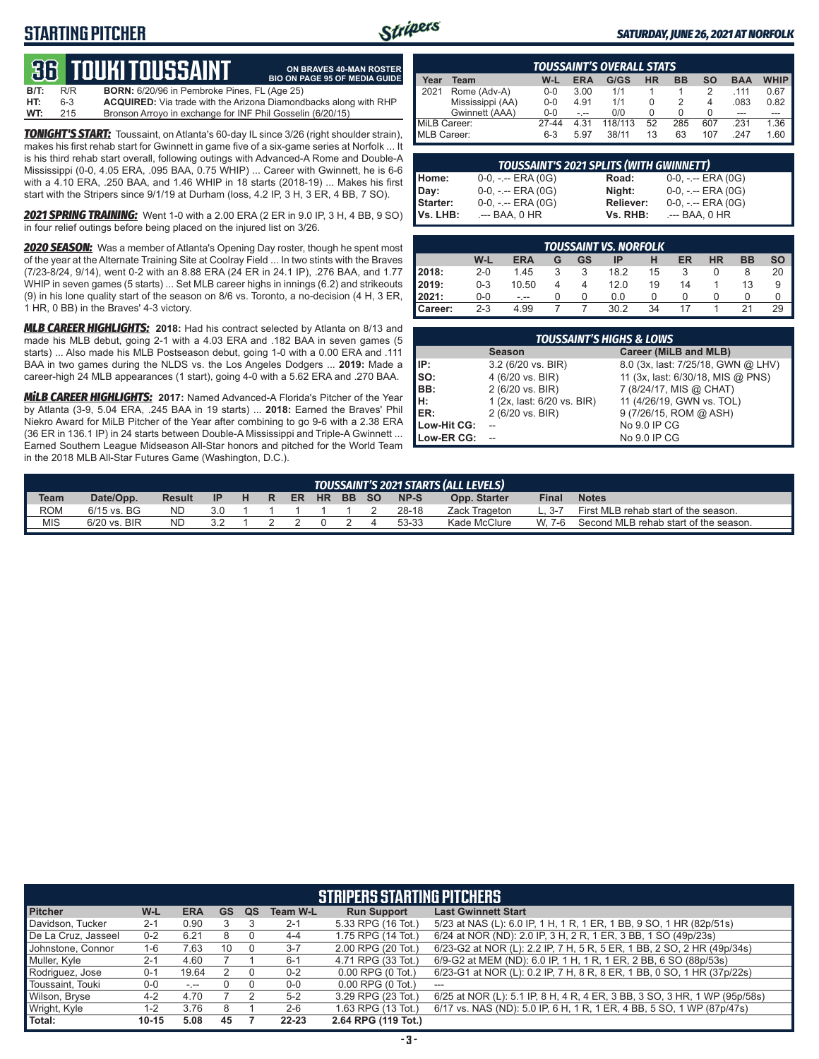# STARTING PITCHER

*SATURDAY, JUNE 26, 2021 AT NORFOLK*

## 36 TOUKI TOUSSAINT

**ON BRAVES 40-MAN ROSTER**
**BIO ON PAGE 95 OF MEDIA GUIDE**

**B/T:** R/R **BORN:** 6/20/96 in Pembroke Pines, FL (Age 25)
**HT:** 6-3 **ACQUIRED:** Via trade with the Arizona Diamondbacks along with RHP
**WT:** 215 Bronson Arroyo in exchange for INF Phil Gosselin (6/20/15)

***TONIGHT'S START:*** Toussaint, on Atlanta's 60-day IL since 3/26 (right shoulder strain), makes his first rehab start for Gwinnett in game five of a six-game series at Norfolk ... It is his third rehab start overall, following outings with Advanced-A Rome and Double-A Mississippi (0-0, 4.05 ERA, .095 BAA, 0.75 WHIP) ... Career with Gwinnett, he is 6-6 with a 4.10 ERA, .250 BAA, and 1.46 WHIP in 18 starts (2018-19) ... Makes his first start with the Stripers since 9/1/19 at Durham (loss, 4.2 IP, 3 H, 3 ER, 4 BB, 7 SO).

***2021 SPRING TRAINING:*** Went 1-0 with a 2.00 ERA (2 ER in 9.0 IP, 3 H, 4 BB, 9 SO) in four relief outings before being placed on the injured list on 3/26.

***2020 SEASON:*** Was a member of Atlanta's Opening Day roster, though he spent most of the year at the Alternate Training Site at Coolray Field ... In two stints with the Braves (7/23-8/24, 9/14), went 0-2 with an 8.88 ERA (24 ER in 24.1 IP), .276 BAA, and 1.77 WHIP in seven games (5 starts) ... Set MLB career highs in innings (6.2) and strikeouts (9) in his lone quality start of the season on 8/6 vs. Toronto, a no-decision (4 H, 3 ER, 1 HR, 0 BB) in the Braves' 4-3 victory.

***MLB CAREER HIGHLIGHTS:*** **2018:** Had his contract selected by Atlanta on 8/13 and made his MLB debut, going 2-1 with a 4.03 ERA and .182 BAA in seven games (5 starts) ... Also made his MLB Postseason debut, going 1-0 with a 0.00 ERA and .111 BAA in two games during the NLDS vs. the Los Angeles Dodgers ... **2019:** Made a career-high 24 MLB appearances (1 start), going 4-0 with a 5.62 ERA and .270 BAA.

***MiLB CAREER HIGHLIGHTS:*** **2017:** Named Advanced-A Florida's Pitcher of the Year by Atlanta (3-9, 5.04 ERA, .245 BAA in 19 starts) ... **2018:** Earned the Braves' Phil Niekro Award for MiLB Pitcher of the Year after combining to go 9-6 with a 2.38 ERA (36 ER in 136.1 IP) in 24 starts between Double-A Mississippi and Triple-A Gwinnett ... Earned Southern League Midseason All-Star honors and pitched for the World Team in the 2018 MLB All-Star Futures Game (Washington, D.C.).

### TOUSSAINT'S OVERALL STATS

| Year | Team | W-L | ERA | G/GS | HR | BB | SO | BAA | WHIP |
|---|---|---|---|---|---|---|---|---|---|
| 2021 | Rome (Adv-A) | 0-0 | 3.00 | 1/1 | 1 | 1 | 2 | .111 | 0.67 |
| | Mississippi (AA) | 0-0 | 4.91 | 1/1 | 0 | 2 | 4 | .083 | 0.82 |
| | Gwinnett (AAA) | 0-0 | -.-- | 0/0 | 0 | 0 | 0 | --- | --- |
| MiLB Career: | | 27-44 | 4.31 | 118/113 | 52 | 285 | 607 | .231 | 1.36 |
| MLB Career: | | 6-3 | 5.97 | 38/11 | 13 | 63 | 107 | .247 | 1.60 |

### TOUSSAINT'S 2021 SPLITS (WITH GWINNETT)

| | | | |
|---|---|---|---|
| Home: | 0-0, -.-- ERA (0G) | Road: | 0-0, -.-- ERA (0G) |
| Day: | 0-0, -.-- ERA (0G) | Night: | 0-0, -.-- ERA (0G) |
| Starter: | 0-0, -.-- ERA (0G) | Reliever: | 0-0, -.-- ERA (0G) |
| Vs. LHB: | .--- BAA, 0 HR | Vs. RHB: | .--- BAA, 0 HR |

### TOUSSAINT VS. NORFOLK

| | W-L | ERA | G | GS | IP | H | ER | HR | BB | SO |
|---|---|---|---|---|---|---|---|---|---|---|
| 2018: | 2-0 | 1.45 | 3 | 3 | 18.2 | 15 | 3 | 0 | 8 | 20 |
| 2019: | 0-3 | 10.50 | 4 | 4 | 12.0 | 19 | 14 | 1 | 13 | 9 |
| 2021: | 0-0 | -.-- | 0 | 0 | 0.0 | 0 | 0 | 0 | 0 | 0 |
| Career: | 2-3 | 4.99 | 7 | 7 | 30.2 | 34 | 17 | 1 | 21 | 29 |

### TOUSSAINT'S HIGHS & LOWS

| | Season | Career (MiLB and MLB) |
|---|---|---|
| IP: | 3.2 (6/20 vs. BIR) | 8.0 (3x, last: 7/25/18, GWN @ LHV) |
| SO: | 4 (6/20 vs. BIR) | 11 (3x, last: 6/30/18, MIS @ PNS) |
| BB: | 2 (6/20 vs. BIR) | 7 (8/24/17, MIS @ CHAT) |
| H: | 1 (2x, last: 6/20 vs. BIR) | 11 (4/26/19, GWN vs. TOL) |
| ER: | 2 (6/20 vs. BIR) | 9 (7/26/15, ROM @ ASH) |
| Low-Hit CG: | -- | No 9.0 IP CG |
| Low-ER CG: | -- | No 9.0 IP CG |

### TOUSSAINT'S 2021 STARTS (ALL LEVELS)

| Team | Date/Opp. | Result | IP | H | R | ER | HR | BB | SO | NP-S | Opp. Starter | Final | Notes |
|---|---|---|---|---|---|---|---|---|---|---|---|---|---|
| ROM | 6/15 vs. BG | ND | 3.0 | 1 | 1 | 1 | 1 | 1 | 2 | 28-18 | Zack Trageton | L, 3-7 | First MLB rehab start of the season. |
| MIS | 6/20 vs. BIR | ND | 3.2 | 1 | 2 | 2 | 0 | 2 | 4 | 53-33 | Kade McClure | W, 7-6 | Second MLB rehab start of the season. |

### STRIPERS STARTING PITCHERS

| Pitcher | W-L | ERA | GS | QS | Team W-L | Run Support | Last Gwinnett Start |
|---|---|---|---|---|---|---|---|
| Davidson, Tucker | 2-1 | 0.90 | 3 | 3 | 2-1 | 5.33 RPG (16 Tot.) | 5/23 at NAS (L): 6.0 IP, 1 H, 1 R, 1 ER, 1 BB, 9 SO, 1 HR (82p/51s) |
| De La Cruz, Jasseel | 0-2 | 6.21 | 8 | 0 | 4-4 | 1.75 RPG (14 Tot.) | 6/24 at NOR (ND): 2.0 IP, 3 H, 2 R, 1 ER, 3 BB, 1 SO (49p/23s) |
| Johnstone, Connor | 1-6 | 7.63 | 10 | 0 | 3-7 | 2.00 RPG (20 Tot.) | 6/23-G2 at NOR (L): 2.2 IP, 7 H, 5 R, 5 ER, 1 BB, 2 SO, 2 HR (49p/34s) |
| Muller, Kyle | 2-1 | 4.60 | 7 | 1 | 6-1 | 4.71 RPG (33 Tot.) | 6/9-G2 at MEM (ND): 6.0 IP, 1 H, 1 R, 1 ER, 2 BB, 6 SO (88p/53s) |
| Rodriguez, Jose | 0-1 | 19.64 | 2 | 0 | 0-2 | 0.00 RPG (0 Tot.) | 6/23-G1 at NOR (L): 0.2 IP, 7 H, 8 R, 8 ER, 1 BB, 0 SO, 1 HR (37p/22s) |
| Toussaint, Touki | 0-0 | -.-- | 0 | 0 | 0-0 | 0.00 RPG (0 Tot.) | --- |
| Wilson, Bryse | 4-2 | 4.70 | 7 | 2 | 5-2 | 3.29 RPG (23 Tot.) | 6/25 at NOR (L): 5.1 IP, 8 H, 4 R, 4 ER, 3 BB, 3 SO, 3 HR, 1 WP (95p/58s) |
| Wright, Kyle | 1-2 | 3.76 | 8 | 1 | 2-6 | 1.63 RPG (13 Tot.) | 6/17 vs. NAS (ND): 5.0 IP, 6 H, 1 R, 1 ER, 4 BB, 5 SO, 1 WP (87p/47s) |
| Total: | 10-15 | 5.08 | 45 | 7 | 22-23 | 2.64 RPG (119 Tot.) | |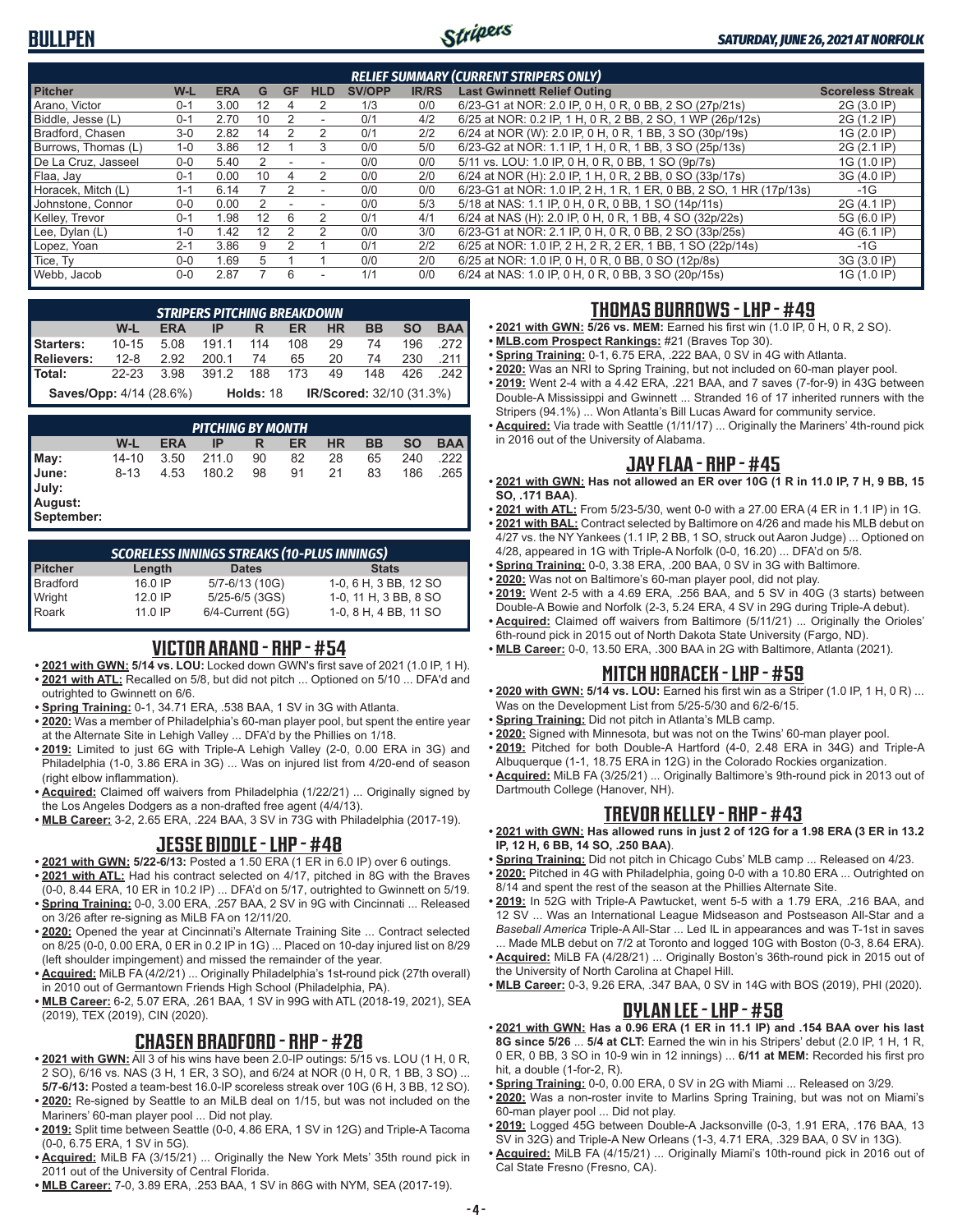# BULLPEN

*SATURDAY, JUNE 26, 2021 AT NORFOLK*

### RELIEF SUMMARY (CURRENT STRIPERS ONLY)

| Pitcher | W-L | ERA | G | GF | HLD | SV/OPP | IR/RS | Last Gwinnett Relief Outing | Scoreless Streak |
|---|---|---|---|---|---|---|---|---|---|
| Arano, Victor | 0-1 | 3.00 | 12 | 4 | 2 | 1/3 | 0/0 | 6/23-G1 at NOR: 2.0 IP, 0 H, 0 R, 0 BB, 2 SO (27p/21s) | 2G (3.0 IP) |
| Biddle, Jesse (L) | 0-1 | 2.70 | 10 | 2 | - | 0/1 | 4/2 | 6/25 at NOR: 0.2 IP, 1 H, 0 R, 2 BB, 2 SO, 1 WP (26p/12s) | 2G (1.2 IP) |
| Bradford, Chasen | 3-0 | 2.82 | 14 | 2 | 2 | 0/1 | 2/2 | 6/24 at NOR (W): 2.0 IP, 0 H, 0 R, 1 BB, 3 SO (30p/19s) | 1G (2.0 IP) |
| Burrows, Thomas (L) | 1-0 | 3.86 | 12 | 1 | 3 | 0/0 | 5/0 | 6/23-G2 at NOR: 1.1 IP, 1 H, 0 R, 1 BB, 3 SO (25p/13s) | 2G (2.1 IP) |
| De La Cruz, Jasseel | 0-0 | 5.40 | 2 | - | - | 0/0 | 0/0 | 5/11 vs. LOU: 1.0 IP, 0 H, 0 R, 0 BB, 1 SO (9p/7s) | 1G (1.0 IP) |
| Flaa, Jay | 0-1 | 0.00 | 10 | 4 | 2 | 0/0 | 2/0 | 6/24 at NOR (H): 2.0 IP, 1 H, 0 R, 2 BB, 0 SO (33p/17s) | 3G (4.0 IP) |
| Horacek, Mitch (L) | 1-1 | 6.14 | 7 | 2 | - | 0/0 | 0/0 | 6/23-G1 at NOR: 1.0 IP, 2 H, 1 R, 1 ER, 0 BB, 2 SO, 1 HR (17p/13s) | -1G |
| Johnstone, Connor | 0-0 | 0.00 | 2 | - | - | 0/0 | 5/3 | 5/18 at NAS: 1.1 IP, 0 H, 0 R, 0 BB, 1 SO (14p/11s) | 2G (4.1 IP) |
| Kelley, Trevor | 0-1 | 1.98 | 12 | 6 | 2 | 0/1 | 4/1 | 6/24 at NAS (H): 2.0 IP, 0 H, 0 R, 1 BB, 4 SO (32p/22s) | 5G (6.0 IP) |
| Lee, Dylan (L) | 1-0 | 1.42 | 12 | 2 | 2 | 0/0 | 3/0 | 6/23-G1 at NOR: 2.1 IP, 0 H, 0 R, 0 BB, 2 SO (33p/25s) | 4G (6.1 IP) |
| Lopez, Yoan | 2-1 | 3.86 | 9 | 2 | 1 | 0/1 | 2/2 | 6/25 at NOR: 1.0 IP, 2 H, 2 R, 2 ER, 1 BB, 1 SO (22p/14s) | -1G |
| Tice, Ty | 0-0 | 1.69 | 5 | 1 | 1 | 0/0 | 2/0 | 6/25 at NOR: 1.0 IP, 0 H, 0 R, 0 BB, 0 SO (12p/8s) | 3G (3.0 IP) |
| Webb, Jacob | 0-0 | 2.87 | 7 | 6 | - | 1/1 | 0/0 | 6/24 at NAS: 1.0 IP, 0 H, 0 R, 0 BB, 3 SO (20p/15s) | 1G (1.0 IP) |

### STRIPERS PITCHING BREAKDOWN

| | W-L | ERA | IP | R | ER | HR | BB | SO | BAA |
|---|---|---|---|---|---|---|---|---|---|
| Starters: | 10-15 | 5.08 | 191.1 | 114 | 108 | 29 | 74 | 196 | .272 |
| Relievers: | 12-8 | 2.92 | 200.1 | 74 | 65 | 20 | 74 | 230 | .211 |
| Total: | 22-23 | 3.98 | 391.2 | 188 | 173 | 49 | 148 | 426 | .242 |

**Saves/Opp:** 4/14 (28.6%) **Holds:** 18 **IR/Scored:** 32/10 (31.3%)

### PITCHING BY MONTH

| | W-L | ERA | IP | R | ER | HR | BB | SO | BAA |
|---|---|---|---|---|---|---|---|---|---|
| May: | 14-10 | 3.50 | 211.0 | 90 | 82 | 28 | 65 | 240 | .222 |
| June: | 8-13 | 4.53 | 180.2 | 98 | 91 | 21 | 83 | 186 | .265 |
| July: | | | | | | | | | |
| August: | | | | | | | | | |
| September: | | | | | | | | | |

### SCORELESS INNINGS STREAKS (10-PLUS INNINGS)

| Pitcher | Length | Dates | Stats |
|---|---|---|---|
| Bradford | 16.0 IP | 5/7-6/13 (10G) | 1-0, 6 H, 3 BB, 12 SO |
| Wright | 12.0 IP | 5/25-6/5 (3GS) | 1-0, 11 H, 3 BB, 8 SO |
| Roark | 11.0 IP | 6/4-Current (5G) | 1-0, 8 H, 4 BB, 11 SO |

## VICTOR ARANO - RHP - #54

- **2021 with GWN: 5/14 vs. LOU:** Locked down GWN's first save of 2021 (1.0 IP, 1 H).
- **2021 with ATL:** Recalled on 5/8, but did not pitch ... Optioned on 5/10 ... DFA'd and outrighted to Gwinnett on 6/6.
- **Spring Training:** 0-1, 34.71 ERA, .538 BAA, 1 SV in 3G with Atlanta.
- **2020:** Was a member of Philadelphia's 60-man player pool, but spent the entire year at the Alternate Site in Lehigh Valley ... DFA'd by the Phillies on 1/18.
- **2019:** Limited to just 6G with Triple-A Lehigh Valley (2-0, 0.00 ERA in 3G) and Philadelphia (1-0, 3.86 ERA in 3G) ... Was on injured list from 4/20-end of season (right elbow inflammation).
- **Acquired:** Claimed off waivers from Philadelphia (1/22/21) ... Originally signed by the Los Angeles Dodgers as a non-drafted free agent (4/4/13).
- **MLB Career:** 3-2, 2.65 ERA, .224 BAA, 3 SV in 73G with Philadelphia (2017-19).

## JESSE BIDDLE - LHP - #48

- **2021 with GWN: 5/22-6/13:** Posted a 1.50 ERA (1 ER in 6.0 IP) over 6 outings.
- **2021 with ATL:** Had his contract selected on 4/17, pitched in 8G with the Braves (0-0, 8.44 ERA, 10 ER in 10.2 IP) ... DFA'd on 5/17, outrighted to Gwinnett on 5/19.
- **Spring Training:** 0-0, 3.00 ERA, .257 BAA, 2 SV in 9G with Cincinnati ... Released on 3/26 after re-signing as MiLB FA on 12/11/20.
- **2020:** Opened the year at Cincinnati's Alternate Training Site ... Contract selected on 8/25 (0-0, 0.00 ERA, 0 ER in 0.2 IP in 1G) ... Placed on 10-day injured list on 8/29 (left shoulder impingement) and missed the remainder of the year.
- **Acquired:** MiLB FA (4/2/21) ... Originally Philadelphia's 1st-round pick (27th overall) in 2010 out of Germantown Friends High School (Philadelphia, PA).
- **MLB Career:** 6-2, 5.07 ERA, .261 BAA, 1 SV in 99G with ATL (2018-19, 2021), SEA (2019), TEX (2019), CIN (2020).

## CHASEN BRADFORD - RHP - #28

- **2021 with GWN:** All 3 of his wins have been 2.0-IP outings: 5/15 vs. LOU (1 H, 0 R, 2 SO), 6/16 vs. NAS (3 H, 1 ER, 3 SO), and 6/24 at NOR (0 H, 0 R, 1 BB, 3 SO) ... **5/7-6/13:** Posted a team-best 16.0-IP scoreless streak over 10G (6 H, 3 BB, 12 SO).
- **2020:** Re-signed by Seattle to an MiLB deal on 1/15, but was not included on the Mariners' 60-man player pool ... Did not play.
- **2019:** Split time between Seattle (0-0, 4.86 ERA, 1 SV in 12G) and Triple-A Tacoma (0-0, 6.75 ERA, 1 SV in 5G).
- **Acquired:** MiLB FA (3/15/21) ... Originally the New York Mets' 35th round pick in 2011 out of the University of Central Florida.
- **MLB Career:** 7-0, 3.89 ERA, .253 BAA, 1 SV in 86G with NYM, SEA (2017-19).

## THOMAS BURROWS - LHP - #49

- **2021 with GWN: 5/26 vs. MEM:** Earned his first win (1.0 IP, 0 H, 0 R, 2 SO).
- **MLB.com Prospect Rankings:** #21 (Braves Top 30).
- **Spring Training:** 0-1, 6.75 ERA, .222 BAA, 0 SV in 4G with Atlanta.
- **2020:** Was an NRI to Spring Training, but not included on 60-man player pool.
- **2019:** Went 2-4 with a 4.42 ERA, .221 BAA, and 7 saves (7-for-9) in 43G between Double-A Mississippi and Gwinnett ... Stranded 16 of 17 inherited runners with the Stripers (94.1%) ... Won Atlanta's Bill Lucas Award for community service.
- **Acquired:** Via trade with Seattle (1/11/17) ... Originally the Mariners' 4th-round pick in 2016 out of the University of Alabama.

## JAY FLAA - RHP - #45

- **2021 with GWN: Has not allowed an ER over 10G (1 R in 11.0 IP, 7 H, 9 BB, 15 SO, .171 BAA)**.
- **2021 with ATL:** From 5/23-5/30, went 0-0 with a 27.00 ERA (4 ER in 1.1 IP) in 1G.
- **2021 with BAL:** Contract selected by Baltimore on 4/26 and made his MLB debut on 4/27 vs. the NY Yankees (1.1 IP, 2 BB, 1 SO, struck out Aaron Judge) ... Optioned on 4/28, appeared in 1G with Triple-A Norfolk (0-0, 16.20) ... DFA'd on 5/8.
- **Spring Training:** 0-0, 3.38 ERA, .200 BAA, 0 SV in 3G with Baltimore.
- **2020:** Was not on Baltimore's 60-man player pool, did not play.
- **2019:** Went 2-5 with a 4.69 ERA, .256 BAA, and 5 SV in 40G (3 starts) between Double-A Bowie and Norfolk (2-3, 5.24 ERA, 4 SV in 29G during Triple-A debut).
- **Acquired:** Claimed off waivers from Baltimore (5/11/21) ... Originally the Orioles' 6th-round pick in 2015 out of North Dakota State University (Fargo, ND).
- **MLB Career:** 0-0, 13.50 ERA, .300 BAA in 2G with Baltimore, Atlanta (2021).

## MITCH HORACEK - LHP - #59

- **2020 with GWN: 5/14 vs. LOU:** Earned his first win as a Striper (1.0 IP, 1 H, 0 R) ... Was on the Development List from 5/25-5/30 and 6/2-6/15.
- **Spring Training:** Did not pitch in Atlanta's MLB camp.
- **2020:** Signed with Minnesota, but was not on the Twins' 60-man player pool.
- **2019:** Pitched for both Double-A Hartford (4-0, 2.48 ERA in 34G) and Triple-A Albuquerque (1-1, 18.75 ERA in 12G) in the Colorado Rockies organization.
- **Acquired:** MiLB FA (3/25/21) ... Originally Baltimore's 9th-round pick in 2013 out of Dartmouth College (Hanover, NH).

## TREVOR KELLEY - RHP - #43

- **2021 with GWN: Has allowed runs in just 2 of 12G for a 1.98 ERA (3 ER in 13.2 IP, 12 H, 6 BB, 14 SO, .250 BAA)**.
- **Spring Training:** Did not pitch in Chicago Cubs' MLB camp ... Released on 4/23.
- **2020:** Pitched in 4G with Philadelphia, going 0-0 with a 10.80 ERA ... Outrighted on 8/14 and spent the rest of the season at the Phillies Alternate Site.
- **2019:** In 52G with Triple-A Pawtucket, went 5-5 with a 1.79 ERA, .216 BAA, and 12 SV ... Was an International League Midseason and Postseason All-Star and a *Baseball America* Triple-A All-Star ... Led IL in appearances and was T-1st in saves ... Made MLB debut on 7/2 at Toronto and logged 10G with Boston (0-3, 8.64 ERA).
- **Acquired:** MiLB FA (4/28/21) ... Originally Boston's 36th-round pick in 2015 out of the University of North Carolina at Chapel Hill.
- **MLB Career:** 0-3, 9.26 ERA, .347 BAA, 0 SV in 14G with BOS (2019), PHI (2020).

## DYLAN LEE - LHP - #58

- **2021 with GWN: Has a 0.96 ERA (1 ER in 11.1 IP) and .154 BAA over his last 8G since 5/26** ... **5/4 at CLT:** Earned the win in his Stripers' debut (2.0 IP, 1 H, 1 R, 0 ER, 0 BB, 3 SO in 10-9 win in 12 innings) ... **6/11 at MEM:** Recorded his first pro hit, a double (1-for-2, R).
- **Spring Training:** 0-0, 0.00 ERA, 0 SV in 2G with Miami ... Released on 3/29.
- **2020:** Was a non-roster invite to Marlins Spring Training, but was not on Miami's 60-man player pool ... Did not play.
- **2019:** Logged 45G between Double-A Jacksonville (0-3, 1.91 ERA, .176 BAA, 13 SV in 32G) and Triple-A New Orleans (1-3, 4.71 ERA, .329 BAA, 0 SV in 13G).
- **Acquired:** MiLB FA (4/15/21) ... Originally Miami's 10th-round pick in 2016 out of Cal State Fresno (Fresno, CA).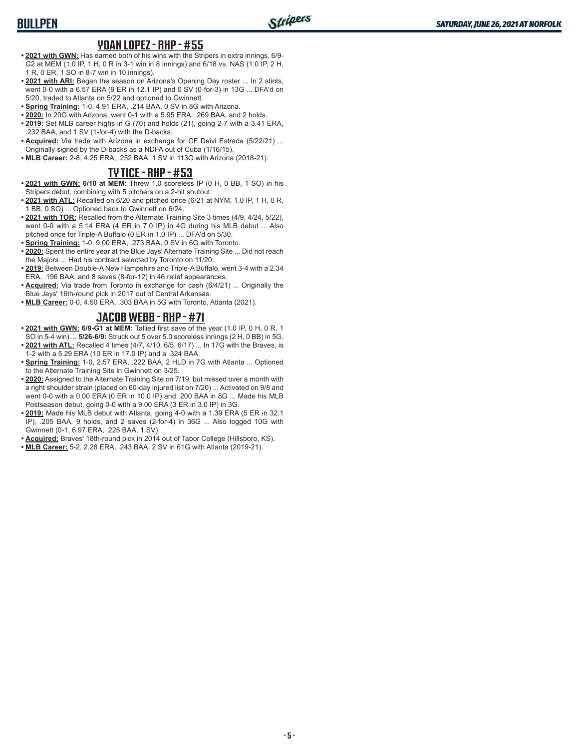## YOAN LOPEZ - RHP - #55

- **2021 with GWN:** Has earned both of his wins with the Stripers in extra innings, 6/9-G2 at MEM (1.0 IP, 1 H, 0 R in 3-1 win in 8 innings) and 6/18 vs. NAS (1.0 IP, 2 H, 1 R, 0 ER, 1 SO in 8-7 win in 10 innings).
- **2021 with ARI:** Began the season on Arizona's Opening Day roster ... In 2 stints, went 0-0 with a 6.57 ERA (9 ER in 12.1 IP) and 0 SV (0-for-3) in 13G ... DFA'd on 5/20, traded to Atlanta on 5/22 and optioned to Gwinnett.
- **Spring Training:** 1-0, 4.91 ERA, .214 BAA, 0 SV in 8G with Arizona.
- **2020:** In 20G with Arizona, went 0-1 with a 5.95 ERA, .269 BAA, and 2 holds.
- **2019:** Set MLB career highs in G (70) and holds (21), going 2-7 with a 3.41 ERA, .232 BAA, and 1 SV (1-for-4) with the D-backs.
- **Acquired:** Via trade with Arizona in exchange for CF Deivi Estrada (5/22/21) ... Originally signed by the D-backs as a NDFA out of Cuba (1/16/15).
- **MLB Career:** 2-8, 4.25 ERA, .252 BAA, 1 SV in 113G with Arizona (2018-21).

## TY TICE - RHP - #53

- **2021 with GWN:** **6/10 at MEM:** Threw 1.0 scoreless IP (0 H, 0 BB, 1 SO) in his Stripers debut, combining with 5 pitchers on a 2-hit shutout.
- **2021 with ATL:** Recalled on 6/20 and pitched once (6/21 at NYM, 1.0 IP, 1 H, 0 R, 1 BB, 0 SO) ... Optioned back to Gwinnett on 6/24.
- **2021 with TOR:** Recalled from the Alternate Training Site 3 times (4/9, 4/24, 5/22), went 0-0 with a 5.14 ERA (4 ER in 7.0 IP) in 4G during his MLB debut ... Also pitched once for Triple-A Buffalo (0 ER in 1.0 IP) ... DFA'd on 5/30.
- **Spring Training:** 1-0, 9.00 ERA, .273 BAA, 0 SV in 6G with Toronto.
- **2020:** Spent the entire year at the Blue Jays' Alternate Training Site ... Did not reach the Majors ... Had his contract selected by Toronto on 11/20.
- **2019:** Between Double-A New Hampshire and Triple-A Buffalo, went 3-4 with a 2.34 ERA, .196 BAA, and 8 saves (8-for-12) in 46 relief appearances.
- **Acquired:** Via trade from Toronto in exchange for cash (6/4/21) ... Originally the Blue Jays' 16th-round pick in 2017 out of Central Arkansas.
- **MLB Career:** 0-0, 4.50 ERA, .303 BAA in 5G with Toronto, Atlanta (2021).

## JACOB WEBB - RHP - #71

- **2021 with GWN:** **6/9-G1 at MEM:** Tallied first save of the year (1.0 IP, 0 H, 0 R, 1 SO in 5-4 win) ... **5/26-6/9:** Struck out 5 over 5.0 scoreless innings (2 H, 0 BB) in 5G.
- **2021 with ATL:** Recalled 4 times (4/7, 4/10, 6/5, 6/17) ... In 17G with the Braves, is 1-2 with a 5.29 ERA (10 ER in 17.0 IP) and a .324 BAA.
- **Spring Training:** 1-0, 2.57 ERA, .222 BAA, 2 HLD in 7G with Atlanta ... Optioned to the Alternate Training Site in Gwinnett on 3/25.
- **2020:** Assigned to the Alternate Training Site on 7/19, but missed over a month with a right shoulder strain (placed on 60-day injured list on 7/20) ... Activated on 9/8 and went 0-0 with a 0.00 ERA (0 ER in 10.0 IP) and .200 BAA in 8G ... Made his MLB Postseason debut, going 0-0 with a 9.00 ERA (3 ER in 3.0 IP) in 3G.
- **2019:** Made his MLB debut with Atlanta, going 4-0 with a 1.39 ERA (5 ER in 32.1 IP), .205 BAA, 9 holds, and 2 saves (2-for-4) in 36G ... Also logged 10G with Gwinnett (0-1, 6.97 ERA, .225 BAA, 1 SV).
- **Acquired:** Braves' 18th-round pick in 2014 out of Tabor College (Hillsboro, KS).
- **MLB Career:** 5-2, 2.28 ERA, .243 BAA, 2 SV in 61G with Atlanta (2019-21).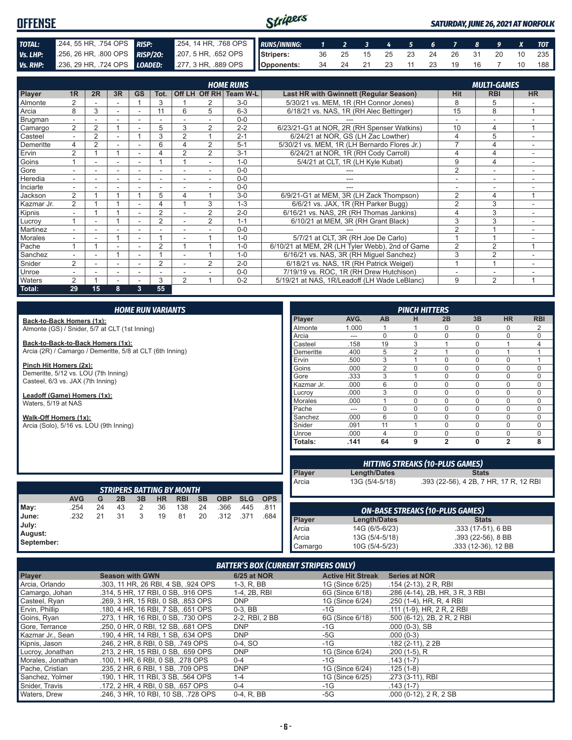# OFFENSE

*SATURDAY, JUNE 26, 2021 AT NORFOLK*

| | | | |
|---|---|---|---|
| **TOTAL:** | .244, 55 HR, .754 OPS | **RISP:** | .254, 14 HR, .768 OPS |
| **Vs. LHP:** | .256, 26 HR, .800 OPS | **RISP/2O:** | .207, 5 HR, .652 OPS |
| **Vs. RHP:** | .236, 29 HR, .724 OPS | **LOADED:** | .277, 3 HR, .889 OPS |

| RUNS/INNING: | 1 | 2 | 3 | 4 | 5 | 6 | 7 | 8 | 9 | X | TOT |
|---|---|---|---|---|---|---|---|---|---|---|---|
| Stripers: | 36 | 25 | 15 | 25 | 23 | 24 | 26 | 31 | 20 | 10 | 235 |
| Opponents: | 34 | 24 | 21 | 23 | 11 | 23 | 19 | 16 | 7 | 10 | 188 |

## HOME RUNS / MULTI-GAMES

| Player | 1R | 2R | 3R | GS | Tot. | Off LH | Off RH | Team W-L | Last HR with Gwinnett (Regular Season) | Hit | RBI | HR |
|---|---|---|---|---|---|---|---|---|---|---|---|---|
| Almonte | 2 | - | - | 1 | 3 | 1 | 2 | 3-0 | 5/30/21 vs. MEM, 1R (RH Connor Jones) | 8 | 5 | - |
| Arcia | 8 | 3 | - | - | 11 | 6 | 5 | 6-3 | 6/18/21 vs. NAS, 1R (RH Alec Bettinger) | 15 | 8 | 1 |
| Brugman | - | - | - | - | - | - | - | 0-0 | --- | - | - | - |
| Camargo | 2 | 2 | 1 | - | 5 | 3 | 2 | 2-2 | 6/23/21-G1 at NOR, 2R (RH Spenser Watkins) | 10 | 4 | 1 |
| Casteel | - | 2 | - | 1 | 3 | 2 | 1 | 2-1 | 6/24/21 at NOR, GS (LH Zac Lowther) | 4 | 5 | - |
| Demeritte | 4 | 2 | - | - | 6 | 4 | 2 | 5-1 | 5/30/21 vs. MEM, 1R (LH Bernardo Flores Jr.) | 7 | 4 | - |
| Ervin | 2 | 1 | 1 | - | 4 | 2 | 2 | 3-1 | 6/24/21 at NOR, 1R (RH Cody Carroll) | 4 | 4 | - |
| Goins | 1 | - | - | - | 1 | 1 | - | 1-0 | 5/4/21 at CLT, 1R (LH Kyle Kubat) | 9 | 4 | - |
| Gore | - | - | - | - | - | - | - | 0-0 | --- | 2 | - | - |
| Heredia | - | - | - | - | - | - | - | 0-0 | --- | - | - | - |
| Inciarte | - | - | - | - | - | - | - | 0-0 | --- | - | - | - |
| Jackson | 2 | 1 | 1 | 1 | 5 | 4 | 1 | 3-0 | 6/9/21-G1 at MEM, 3R (LH Zack Thompson) | 2 | 4 | 1 |
| Kazmar Jr. | 2 | 1 | 1 | - | 4 | 1 | 3 | 1-3 | 6/6/21 vs. JAX, 1R (RH Parker Bugg) | 2 | 3 | - |
| Kipnis | - | 1 | 1 | - | 2 | - | 2 | 2-0 | 6/16/21 vs. NAS, 2R (RH Thomas Jankins) | 4 | 3 | - |
| Lucroy | 1 | - | 1 | - | 2 | - | 2 | 1-1 | 6/10/21 at MEM, 3R (RH Grant Black) | 3 | 3 | - |
| Martinez | - | - | - | - | - | - | - | 0-0 | --- | 2 | 1 | - |
| Morales | - | - | 1 | - | 1 | - | 1 | 1-0 | 5/7/21 at CLT, 3R (RH Joe De Carlo) | 1 | 1 | - |
| Pache | 1 | 1 | - | - | 2 | 1 | 1 | 1-0 | 6/10/21 at MEM, 2R (LH Tyler Webb), 2nd of Game | 2 | 2 | 1 |
| Sanchez | - | - | 1 | - | 1 | - | 1 | 1-0 | 6/16/21 vs. NAS, 3R (RH Miguel Sanchez) | 3 | 2 | - |
| Snider | 2 | - | - | - | 2 | - | 2 | 2-0 | 6/18/21 vs. NAS, 1R (RH Patrick Weigel) | 1 | 1 | - |
| Unroe | - | - | - | - | - | - | - | 0-0 | 7/19/19 vs. ROC, 1R (RH Drew Hutchison) | - | - | - |
| Waters | 2 | 1 | - | - | 3 | 2 | 1 | 0-2 | 5/19/21 at NAS, 1R/Leadoff (LH Wade LeBlanc) | 9 | 2 | 1 |
| **Total:** | **29** | **15** | **8** | **3** | **55** | | | | | | | |

## HOME RUN VARIANTS

**Back-to-Back Homers (1x):**
Almonte (GS) / Snider, 5/7 at CLT (1st Inning)

**Back-to-Back-to-Back Homers (1x):**
Arcia (2R) / Camargo / Demeritte, 5/8 at CLT (6th Inning)

**Pinch Hit Homers (2x):**
Demeritte, 5/12 vs. LOU (7th Inning)
Casteel, 6/3 vs. JAX (7th Inning)

**Leadoff (Game) Homers (1x):**
Waters, 5/19 at NAS

**Walk-Off Homers (1x):**
Arcia (Solo), 5/16 vs. LOU (9th Inning)

## PINCH HITTERS

| Player | AVG. | AB | H | 2B | 3B | HR | RBI |
|---|---|---|---|---|---|---|---|
| Almonte | 1.000 | 1 | 1 | 0 | 0 | 0 | 2 |
| Arcia | --- | 0 | 0 | 0 | 0 | 0 | 0 |
| Casteel | .158 | 19 | 3 | 1 | 0 | 1 | 4 |
| Demeritte | .400 | 5 | 2 | 1 | 0 | 1 | 1 |
| Ervin | .500 | 3 | 1 | 0 | 0 | 0 | 1 |
| Goins | .000 | 2 | 0 | 0 | 0 | 0 | 0 |
| Gore | .333 | 3 | 1 | 0 | 0 | 0 | 0 |
| Kazmar Jr. | .000 | 6 | 0 | 0 | 0 | 0 | 0 |
| Lucroy | .000 | 3 | 0 | 0 | 0 | 0 | 0 |
| Morales | .000 | 1 | 0 | 0 | 0 | 0 | 0 |
| Pache | --- | 0 | 0 | 0 | 0 | 0 | 0 |
| Sanchez | .000 | 6 | 0 | 0 | 0 | 0 | 0 |
| Snider | .091 | 11 | 1 | 0 | 0 | 0 | 0 |
| Unroe | .000 | 4 | 0 | 0 | 0 | 0 | 0 |
| **Totals:** | **.141** | **64** | **9** | **2** | **0** | **2** | **8** |

## HITTING STREAKS (10-PLUS GAMES)

| Player | Length/Dates | Stats |
|---|---|---|
| Arcia | 13G (5/4-5/18) | .393 (22-56), 4 2B, 7 HR, 17 R, 12 RBI |

## STRIPERS BATTING BY MONTH

| | AVG | G | 2B | 3B | HR | RBI | SB | OBP | SLG | OPS |
|---|---|---|---|---|---|---|---|---|---|---|
| May: | .254 | 24 | 43 | 2 | 36 | 138 | 24 | .366 | .445 | .811 |
| June: | .232 | 21 | 31 | 3 | 19 | 81 | 20 | .312 | .371 | .684 |
| July: | | | | | | | | | | |
| August: | | | | | | | | | | |
| September: | | | | | | | | | | |

## ON-BASE STREAKS (10-PLUS GAMES)

| Player | Length/Dates | Stats |
|---|---|---|
| Arcia | 14G (6/5-6/23) | .333 (17-51), 6 BB |
| Arcia | 13G (5/4-5/18) | .393 (22-56), 8 BB |
| Camargo | 10G (5/4-5/23) | .333 (12-36), 12 BB |

## BATTER'S BOX (CURRENT STRIPERS ONLY)

| Player | Season with GWN | 6/25 at NOR | Active Hit Streak | Series at NOR |
|---|---|---|---|---|
| Arcia, Orlando | .303, 11 HR, 26 RBI, 4 SB, .924 OPS | 1-3, R, BB | 1G (Since 6/25) | .154 (2-13), 2 R, RBI |
| Camargo, Johan | .314, 5 HR, 17 RBI, 0 SB, .916 OPS | 1-4, 2B, RBI | 6G (Since 6/18) | .286 (4-14), 2B, HR, 3 R, 3 RBI |
| Casteel, Ryan | .269, 3 HR, 15 RBI, 0 SB, .853 OPS | DNP | 1G (Since 6/24) | .250 (1-4), HR, R, 4 RBI |
| Ervin, Phillip | .180, 4 HR, 16 RBI, 7 SB, .651 OPS | 0-3, BB | -1G | .111 (1-9), HR, 2 R, 2 RBI |
| Goins, Ryan | .273, 1 HR, 16 RBI, 0 SB, .730 OPS | 2-2, RBI, 2 BB | 6G (Since 6/18) | .500 (6-12), 2B, 2 R, 2 RBI |
| Gore, Terrance | .250, 0 HR, 0 RBI, 12 SB, .681 OPS | DNP | -1G | .000 (0-3), SB |
| Kazmar Jr., Sean | .190, 4 HR, 14 RBI, 1 SB, .634 OPS | DNP | -5G | .000 (0-3) |
| Kipnis, Jason | .246, 2 HR, 8 RBI, 0 SB, .749 OPS | 0-4, SO | -1G | .182 (2-11), 2 2B |
| Lucroy, Jonathan | .213, 2 HR, 15 RBI, 0 SB, .659 OPS | DNP | 1G (Since 6/24) | .200 (1-5), R |
| Morales, Jonathan | .100, 1 HR, 6 RBI, 0 SB, .278 OPS | 0-4 | -1G | .143 (1-7) |
| Pache, Cristian | .235, 2 HR, 6 RBI, 1 SB, .709 OPS | DNP | 1G (Since 6/24) | .125 (1-8) |
| Sanchez, Yolmer | .190, 1 HR, 11 RBI, 3 SB, .564 OPS | 1-4 | 1G (Since 6/25) | .273 (3-11), RBI |
| Snider, Travis | .172, 2 HR, 4 RBI, 0 SB, .657 OPS | 0-4 | -1G | .143 (1-7) |
| Waters, Drew | .246, 3 HR, 10 RBI, 10 SB, .728 OPS | 0-4, R, BB | -5G | .000 (0-12), 2 R, 2 SB |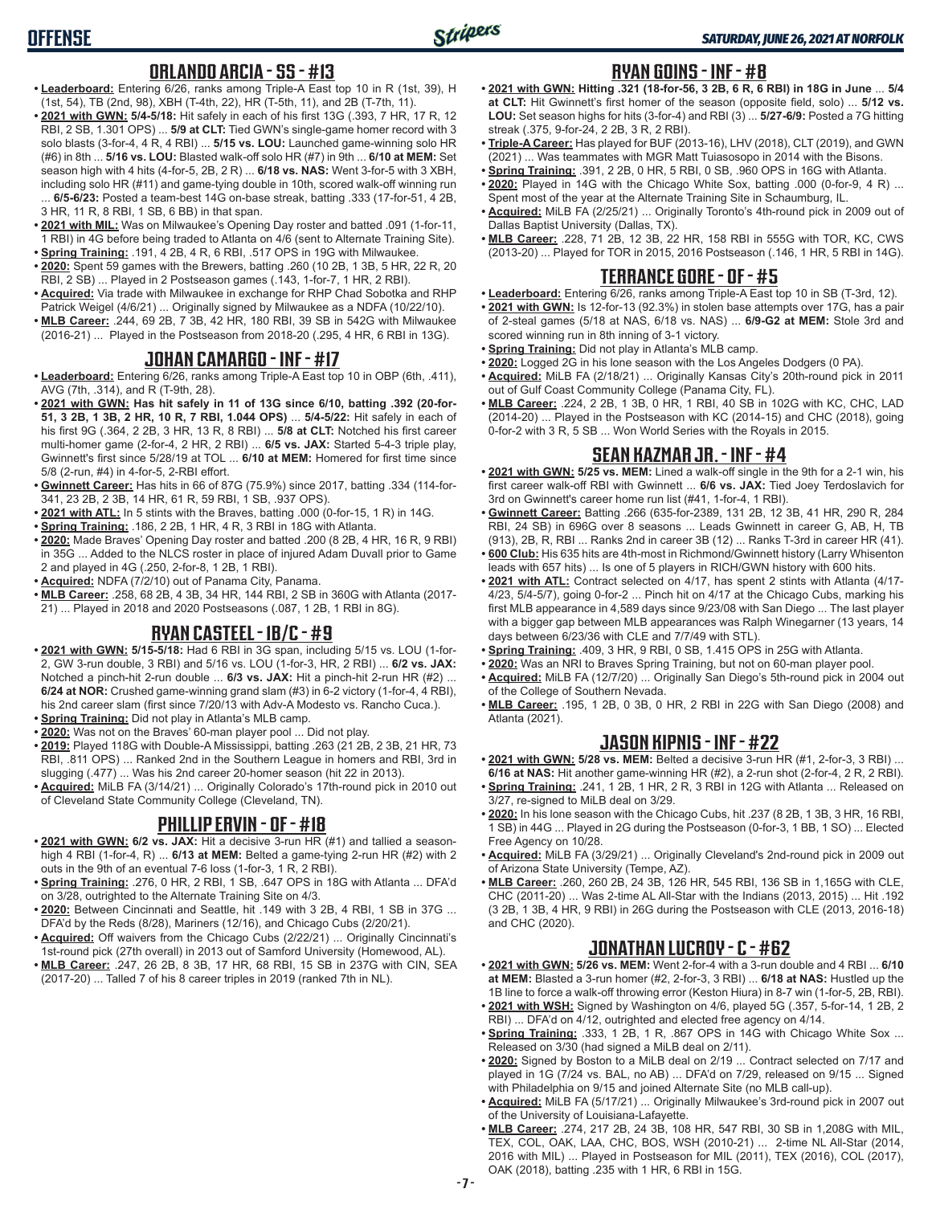## ORLANDO ARCIA - SS - #13

- **Leaderboard:** Entering 6/26, ranks among Triple-A East top 10 in R (1st, 39), H (1st, 54), TB (2nd, 98), XBH (T-4th, 22), HR (T-5th, 11), and 2B (T-7th, 11).
- **2021 with GWN: 5/4-5/18:** Hit safely in each of his first 13G (.393, 7 HR, 17 R, 12 RBI, 2 SB, 1.301 OPS) ... **5/9 at CLT:** Tied GWN's single-game homer record with 3 solo blasts (3-for-4, 4 R, 4 RBI) ... **5/15 vs. LOU:** Launched game-winning solo HR (#6) in 8th ... **5/16 vs. LOU:** Blasted walk-off solo HR (#7) in 9th ... **6/10 at MEM:** Set season high with 4 hits (4-for-5, 2B, 2 R) ... **6/18 vs. NAS:** Went 3-for-5 with 3 XBH, including solo HR (#11) and game-tying double in 10th, scored walk-off winning run ... **6/5-6/23:** Posted a team-best 14G on-base streak, batting .333 (17-for-51, 4 2B, 3 HR, 11 R, 8 RBI, 1 SB, 6 BB) in that span.
- **2021 with MIL:** Was on Milwaukee's Opening Day roster and batted .091 (1-for-11, 1 RBI) in 4G before being traded to Atlanta on 4/6 (sent to Alternate Training Site).
- **Spring Training:** .191, 4 2B, 4 R, 6 RBI, .517 OPS in 19G with Milwaukee.
- **2020:** Spent 59 games with the Brewers, batting .260 (10 2B, 1 3B, 5 HR, 22 R, 20 RBI, 2 SB) ... Played in 2 Postseason games (.143, 1-for-7, 1 HR, 2 RBI).
- **Acquired:** Via trade with Milwaukee in exchange for RHP Chad Sobotka and RHP Patrick Weigel (4/6/21) ... Originally signed by Milwaukee as a NDFA (10/22/10).
- **MLB Career:** .244, 69 2B, 7 3B, 42 HR, 180 RBI, 39 SB in 542G with Milwaukee (2016-21) ... Played in the Postseason from 2018-20 (.295, 4 HR, 6 RBI in 13G).

## JOHAN CAMARGO - INF - #17

- **Leaderboard:** Entering 6/26, ranks among Triple-A East top 10 in OBP (6th, .411), AVG (7th, .314), and R (T-9th, 28).
- **2021 with GWN: Has hit safely in 11 of 13G since 6/10, batting .392 (20-for-51, 3 2B, 1 3B, 2 HR, 10 R, 7 RBI, 1.044 OPS)** ... **5/4-5/22:** Hit safely in each of his first 9G (.364, 2 2B, 3 HR, 13 R, 8 RBI) ... **5/8 at CLT:** Notched his first career multi-homer game (2-for-4, 2 HR, 2 RBI) ... **6/5 vs. JAX:** Started 5-4-3 triple play, Gwinnett's first since 5/28/19 at TOL ... **6/10 at MEM:** Homered for first time since 5/8 (2-run, #4) in 4-for-5, 2-RBI effort.
- **Gwinnett Career:** Has hits in 66 of 87G (75.9%) since 2017, batting .334 (114-for-341, 23 2B, 2 3B, 14 HR, 61 R, 59 RBI, 1 SB, .937 OPS).
- **2021 with ATL:** In 5 stints with the Braves, batting .000 (0-for-15, 1 R) in 14G.
- **Spring Training:** .186, 2 2B, 1 HR, 4 R, 3 RBI in 18G with Atlanta.
- **2020:** Made Braves' Opening Day roster and batted .200 (8 2B, 4 HR, 16 R, 9 RBI) in 35G ... Added to the NLCS roster in place of injured Adam Duvall prior to Game 2 and played in 4G (.250, 2-for-8, 1 2B, 1 RBI).
- **Acquired:** NDFA (7/2/10) out of Panama City, Panama.
- **MLB Career:** .258, 68 2B, 4 3B, 34 HR, 144 RBI, 2 SB in 360G with Atlanta (2017-21) ... Played in 2018 and 2020 Postseasons (.087, 1 2B, 1 RBI in 8G).

## RYAN CASTEEL - 1B/C - #9

- **2021 with GWN: 5/15-5/18:** Had 6 RBI in 3G span, including 5/15 vs. LOU (1-for-2, GW 3-run double, 3 RBI) and 5/16 vs. LOU (1-for-3, HR, 2 RBI) ... **6/2 vs. JAX:** Notched a pinch-hit 2-run double ... **6/3 vs. JAX:** Hit a pinch-hit 2-run HR (#2) ... **6/24 at NOR:** Crushed game-winning grand slam (#3) in 6-2 victory (1-for-4, 4 RBI), his 2nd career slam (first since 7/20/13 with Adv-A Modesto vs. Rancho Cuca.).
- **Spring Training:** Did not play in Atlanta's MLB camp.
- **2020:** Was not on the Braves' 60-man player pool ... Did not play.
- **2019:** Played 118G with Double-A Mississippi, batting .263 (21 2B, 2 3B, 21 HR, 73 RBI, .811 OPS) ... Ranked 2nd in the Southern League in homers and RBI, 3rd in slugging (.477) ... Was his 2nd career 20-homer season (hit 22 in 2013).
- **Acquired:** MiLB FA (3/14/21) ... Originally Colorado's 17th-round pick in 2010 out of Cleveland State Community College (Cleveland, TN).

## PHILLIP ERVIN - OF - #18

- **2021 with GWN: 6/2 vs. JAX:** Hit a decisive 3-run HR (#1) and tallied a season-high 4 RBI (1-for-4, R) ... **6/13 at MEM:** Belted a game-tying 2-run HR (#2) with 2 outs in the 9th of an eventual 7-6 loss (1-for-3, 1 R, 2 RBI).
- **Spring Training:** .276, 0 HR, 2 RBI, 1 SB, .647 OPS in 18G with Atlanta ... DFA'd on 3/28, outrighted to the Alternate Training Site on 4/3.
- **2020:** Between Cincinnati and Seattle, hit .149 with 3 2B, 4 RBI, 1 SB in 37G ... DFA'd by the Reds (8/28), Mariners (12/16), and Chicago Cubs (2/20/21).
- **Acquired:** Off waivers from the Chicago Cubs (2/22/21) ... Originally Cincinnati's 1st-round pick (27th overall) in 2013 out of Samford University (Homewood, AL).
- **MLB Career:** .247, 26 2B, 8 3B, 17 HR, 68 RBI, 15 SB in 237G with CIN, SEA (2017-20) ... Talled 7 of his 8 career triples in 2019 (ranked 7th in NL).

## RYAN GOINS - INF - #8

- **2021 with GWN: Hitting .321 (18-for-56, 3 2B, 6 R, 6 RBI) in 18G in June** ... **5/4 at CLT:** Hit Gwinnett's first homer of the season (opposite field, solo) ... **5/12 vs. LOU:** Set season highs for hits (3-for-4) and RBI (3) ... **5/27-6/9:** Posted a 7G hitting streak (.375, 9-for-24, 2 2B, 3 R, 2 RBI).
- **Triple-A Career:** Has played for BUF (2013-16), LHV (2018), CLT (2019), and GWN (2021) ... Was teammates with MGR Matt Tuiasosopo in 2014 with the Bisons.
- **Spring Training:** .391, 2 2B, 0 HR, 5 RBI, 0 SB, .960 OPS in 16G with Atlanta.
- **2020:** Played in 14G with the Chicago White Sox, batting .000 (0-for-9, 4 R) ... Spent most of the year at the Alternate Training Site in Schaumburg, IL.
- **Acquired:** MiLB FA (2/25/21) ... Originally Toronto's 4th-round pick in 2009 out of Dallas Baptist University (Dallas, TX).
- **MLB Career:** .228, 71 2B, 12 3B, 22 HR, 158 RBI in 555G with TOR, KC, CWS (2013-20) ... Played for TOR in 2015, 2016 Postseason (.146, 1 HR, 5 RBI in 14G).

## TERRANCE GORE - OF - #5

- **Leaderboard:** Entering 6/26, ranks among Triple-A East top 10 in SB (T-3rd, 12).
- **2021 with GWN:** Is 12-for-13 (92.3%) in stolen base attempts over 17G, has a pair of 2-steal games (5/18 at NAS, 6/18 vs. NAS) ... **6/9-G2 at MEM:** Stole 3rd and scored winning run in 8th inning of 3-1 victory.
- **Spring Training:** Did not play in Atlanta's MLB camp.
- **2020:** Logged 2G in his lone season with the Los Angeles Dodgers (0 PA).
- **Acquired:** MiLB FA (2/18/21) ... Originally Kansas City's 20th-round pick in 2011 out of Gulf Coast Community College (Panama City, FL).
- **MLB Career:** .224, 2 2B, 1 3B, 0 HR, 1 RBI, 40 SB in 102G with KC, CHC, LAD (2014-20) ... Played in the Postseason with KC (2014-15) and CHC (2018), going 0-for-2 with 3 R, 5 SB ... Won World Series with the Royals in 2015.

## SEAN KAZMAR JR. - INF - #4

- **2021 with GWN: 5/25 vs. MEM:** Lined a walk-off single in the 9th for a 2-1 win, his first career walk-off RBI with Gwinnett ... **6/6 vs. JAX:** Tied Joey Terdoslavich for 3rd on Gwinnett's career home run list (#41, 1-for-4, 1 RBI).
- **Gwinnett Career:** Batting .266 (635-for-2389, 131 2B, 12 3B, 41 HR, 290 R, 284 RBI, 24 SB) in 696G over 8 seasons ... Leads Gwinnett in career G, AB, H, TB (913), 2B, R, RBI ... Ranks 2nd in career 3B (12) ... Ranks T-3rd in career HR (41).
- **600 Club:** His 635 hits are 4th-most in Richmond/Gwinnett history (Larry Whisenton leads with 657 hits) ... Is one of 5 players in RICH/GWN history with 600 hits.
- **2021 with ATL:** Contract selected on 4/17, has spent 2 stints with Atlanta (4/17-4/23, 5/4-5/7), going 0-for-2 ... Pinch hit on 4/17 at the Chicago Cubs, marking his first MLB appearance in 4,589 days since 9/23/08 with San Diego ... The last player with a bigger gap between MLB appearances was Ralph Winegarner (13 years, 14 days between 6/23/36 with CLE and 7/7/49 with STL).
- **Spring Training:** .409, 3 HR, 9 RBI, 0 SB, 1.415 OPS in 25G with Atlanta.
- **2020:** Was an NRI to Braves Spring Training, but not on 60-man player pool.
- **Acquired:** MiLB FA (12/7/20) ... Originally San Diego's 5th-round pick in 2004 out of the College of Southern Nevada.
- **MLB Career:** .195, 1 2B, 0 3B, 0 HR, 2 RBI in 22G with San Diego (2008) and Atlanta (2021).

## JASON KIPNIS - INF - #22

- **2021 with GWN: 5/28 vs. MEM:** Belted a decisive 3-run HR (#1, 2-for-3, 3 RBI) ... **6/16 at NAS:** Hit another game-winning HR (#2), a 2-run shot (2-for-4, 2 R, 2 RBI).
- **Spring Training:** .241, 1 2B, 1 HR, 2 R, 3 RBI in 12G with Atlanta ... Released on 3/27, re-signed to MiLB deal on 3/29.
- **2020:** In his lone season with the Chicago Cubs, hit .237 (8 2B, 1 3B, 3 HR, 16 RBI, 1 SB) in 44G ... Played in 2G during the Postseason (0-for-3, 1 BB, 1 SO) ... Elected Free Agency on 10/28.
- **Acquired:** MiLB FA (3/29/21) ... Originally Cleveland's 2nd-round pick in 2009 out of Arizona State University (Tempe, AZ).
- **MLB Career:** .260, 260 2B, 24 3B, 126 HR, 545 RBI, 136 SB in 1,165G with CLE, CHC (2011-20) ... Was 2-time AL All-Star with the Indians (2013, 2015) ... Hit .192 (3 2B, 1 3B, 4 HR, 9 RBI) in 26G during the Postseason with CLE (2013, 2016-18) and CHC (2020).

## JONATHAN LUCROY - C - #62

- **2021 with GWN: 5/26 vs. MEM:** Went 2-for-4 with a 3-run double and 4 RBI ... **6/10 at MEM:** Blasted a 3-run homer (#2, 2-for-3, 3 RBI) ... **6/18 at NAS:** Hustled up the 1B line to force a walk-off throwing error (Keston Hiura) in 8-7 win (1-for-5, 2B, RBI).
- **2021 with WSH:** Signed by Washington on 4/6, played 5G (.357, 5-for-14, 1 2B, 2 RBI) ... DFA'd on 4/12, outrighted and elected free agency on 4/14.
- **Spring Training:** .333, 1 2B, 1 R, .867 OPS in 14G with Chicago White Sox ... Released on 3/30 (had signed a MiLB deal on 2/11).
- **2020:** Signed by Boston to a MiLB deal on 2/19 ... Contract selected on 7/17 and played in 1G (7/24 vs. BAL, no AB) ... DFA'd on 7/29, released on 9/15 ... Signed with Philadelphia on 9/15 and joined Alternate Site (no MLB call-up).
- **Acquired:** MiLB FA (5/17/21) ... Originally Milwaukee's 3rd-round pick in 2007 out of the University of Louisiana-Lafayette.
- **MLB Career:** .274, 217 2B, 24 3B, 108 HR, 547 RBI, 30 SB in 1,208G with MIL, TEX, COL, OAK, LAA, CHC, BOS, WSH (2010-21) ... 2-time NL All-Star (2014, 2016 with MIL) ... Played in Postseason for MIL (2011), TEX (2016), COL (2017), OAK (2018), batting .235 with 1 HR, 6 RBI in 15G.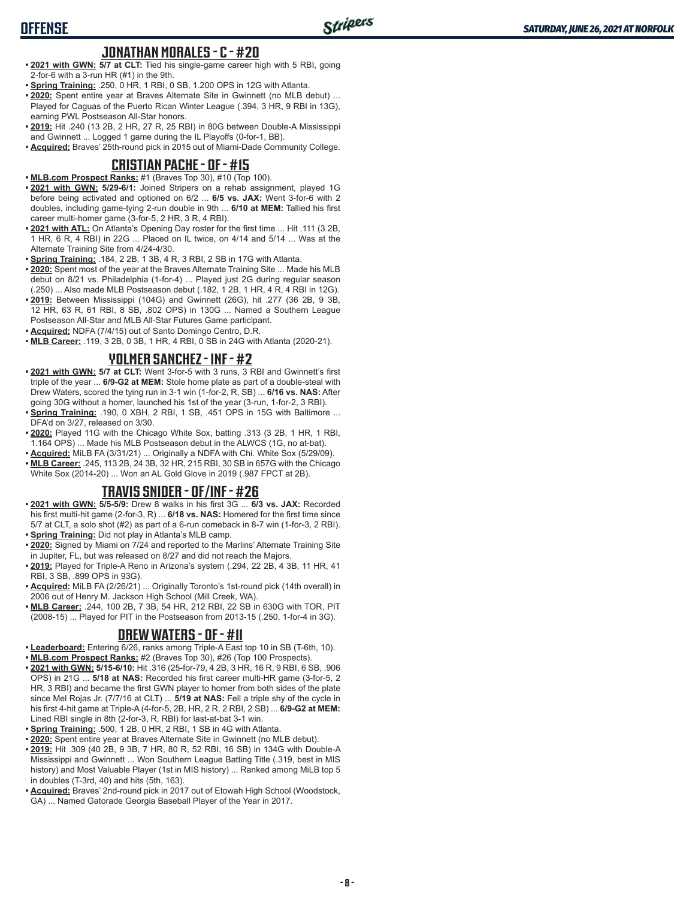## JONATHAN MORALES - C - #20

- **2021 with GWN:** **5/7 at CLT:** Tied his single-game career high with 5 RBI, going 2-for-6 with a 3-run HR (#1) in the 9th.
- **Spring Training:** .250, 0 HR, 1 RBI, 0 SB, 1.200 OPS in 12G with Atlanta.
- **2020:** Spent entire year at Braves Alternate Site in Gwinnett (no MLB debut) ... Played for Caguas of the Puerto Rican Winter League (.394, 3 HR, 9 RBI in 13G), earning PWL Postseason All-Star honors.
- **2019:** Hit .240 (13 2B, 2 HR, 27 R, 25 RBI) in 80G between Double-A Mississippi and Gwinnett ... Logged 1 game during the IL Playoffs (0-for-1, BB).
- **Acquired:** Braves' 25th-round pick in 2015 out of Miami-Dade Community College.

## CRISTIAN PACHE - OF - #15

- **MLB.com Prospect Ranks:** #1 (Braves Top 30), #10 (Top 100).
- **2021 with GWN:** **5/29-6/1:** Joined Stripers on a rehab assignment, played 1G before being activated and optioned on 6/2 ... **6/5 vs. JAX:** Went 3-for-6 with 2 doubles, including game-tying 2-run double in 9th ... **6/10 at MEM:** Tallied his first career multi-homer game (3-for-5, 2 HR, 3 R, 4 RBI).
- **2021 with ATL:** On Atlanta's Opening Day roster for the first time ... Hit .111 (3 2B, 1 HR, 6 R, 4 RBI) in 22G ... Placed on IL twice, on 4/14 and 5/14 ... Was at the Alternate Training Site from 4/24-4/30.
- **Spring Training:** .184, 2 2B, 1 3B, 4 R, 3 RBI, 2 SB in 17G with Atlanta.
- **2020:** Spent most of the year at the Braves Alternate Training Site ... Made his MLB debut on 8/21 vs. Philadelphia (1-for-4) ... Played just 2G during regular season (.250) ... Also made MLB Postseason debut (.182, 1 2B, 1 HR, 4 R, 4 RBI in 12G).
- **2019:** Between Mississippi (104G) and Gwinnett (26G), hit .277 (36 2B, 9 3B, 12 HR, 63 R, 61 RBI, 8 SB, .802 OPS) in 130G ... Named a Southern League Postseason All-Star and MLB All-Star Futures Game participant.
- **Acquired:** NDFA (7/4/15) out of Santo Domingo Centro, D.R.
- **MLB Career:** .119, 3 2B, 0 3B, 1 HR, 4 RBI, 0 SB in 24G with Atlanta (2020-21).

## YOLMER SANCHEZ - INF - #2

- **2021 with GWN:** **5/7 at CLT:** Went 3-for-5 with 3 runs, 3 RBI and Gwinnett's first triple of the year ... **6/9-G2 at MEM:** Stole home plate as part of a double-steal with Drew Waters, scored the tying run in 3-1 win (1-for-2, R, SB) ... **6/16 vs. NAS:** After going 30G without a homer, launched his 1st of the year (3-run, 1-for-2, 3 RBI).
- **Spring Training:** .190, 0 XBH, 2 RBI, 1 SB, .451 OPS in 15G with Baltimore ... DFA'd on 3/27, released on 3/30.
- **2020:** Played 11G with the Chicago White Sox, batting .313 (3 2B, 1 HR, 1 RBI, 1.164 OPS) ... Made his MLB Postseason debut in the ALWCS (1G, no at-bat).
- **Acquired:** MiLB FA (3/31/21) ... Originally a NDFA with Chi. White Sox (5/29/09).
- **MLB Career:** .245, 113 2B, 24 3B, 32 HR, 215 RBI, 30 SB in 657G with the Chicago White Sox (2014-20) ... Won an AL Gold Glove in 2019 (.987 FPCT at 2B).

## TRAVIS SNIDER - OF/INF - #26

- **2021 with GWN:** **5/5-5/9:** Drew 8 walks in his first 3G ... **6/3 vs. JAX:** Recorded his first multi-hit game (2-for-3, R) ... **6/18 vs. NAS:** Homered for the first time since 5/7 at CLT, a solo shot (#2) as part of a 6-run comeback in 8-7 win (1-for-3, 2 RBI).
- **Spring Training:** Did not play in Atlanta's MLB camp.
- **2020:** Signed by Miami on 7/24 and reported to the Marlins' Alternate Training Site in Jupiter, FL, but was released on 8/27 and did not reach the Majors.
- **2019:** Played for Triple-A Reno in Arizona's system (.294, 22 2B, 4 3B, 11 HR, 41 RBI, 3 SB, .899 OPS in 93G).
- **Acquired:** MiLB FA (2/26/21) ... Originally Toronto's 1st-round pick (14th overall) in 2006 out of Henry M. Jackson High School (Mill Creek, WA).
- **MLB Career:** .244, 100 2B, 7 3B, 54 HR, 212 RBI, 22 SB in 630G with TOR, PIT (2008-15) ... Played for PIT in the Postseason from 2013-15 (.250, 1-for-4 in 3G).

## DREW WATERS - OF - #11

- **Leaderboard:** Entering 6/26, ranks among Triple-A East top 10 in SB (T-6th, 10).
- **MLB.com Prospect Ranks:** #2 (Braves Top 30), #26 (Top 100 Prospects).
- **2021 with GWN:** **5/15-6/10:** Hit .316 (25-for-79, 4 2B, 3 HR, 16 R, 9 RBI, 6 SB, .906 OPS) in 21G ... **5/18 at NAS:** Recorded his first career multi-HR game (3-for-5, 2 HR, 3 RBI) and became the first GWN player to homer from both sides of the plate since Mel Rojas Jr. (7/7/16 at CLT) ... **5/19 at NAS:** Fell a triple shy of the cycle in his first 4-hit game at Triple-A (4-for-5, 2B, HR, 2 R, 2 RBI, 2 SB) ... **6/9-G2 at MEM:** Lined RBI single in 8th (2-for-3, R, RBI) for last-at-bat 3-1 win.
- **Spring Training:** .500, 1 2B, 0 HR, 2 RBI, 1 SB in 4G with Atlanta.
- **2020:** Spent entire year at Braves Alternate Site in Gwinnett (no MLB debut).
- **2019:** Hit .309 (40 2B, 9 3B, 7 HR, 80 R, 52 RBI, 16 SB) in 134G with Double-A Mississippi and Gwinnett ... Won Southern League Batting Title (.319, best in MIS history) and Most Valuable Player (1st in MIS history) ... Ranked among MiLB top 5 in doubles (T-3rd, 40) and hits (5th, 163).
- **Acquired:** Braves' 2nd-round pick in 2017 out of Etowah High School (Woodstock, GA) ... Named Gatorade Georgia Baseball Player of the Year in 2017.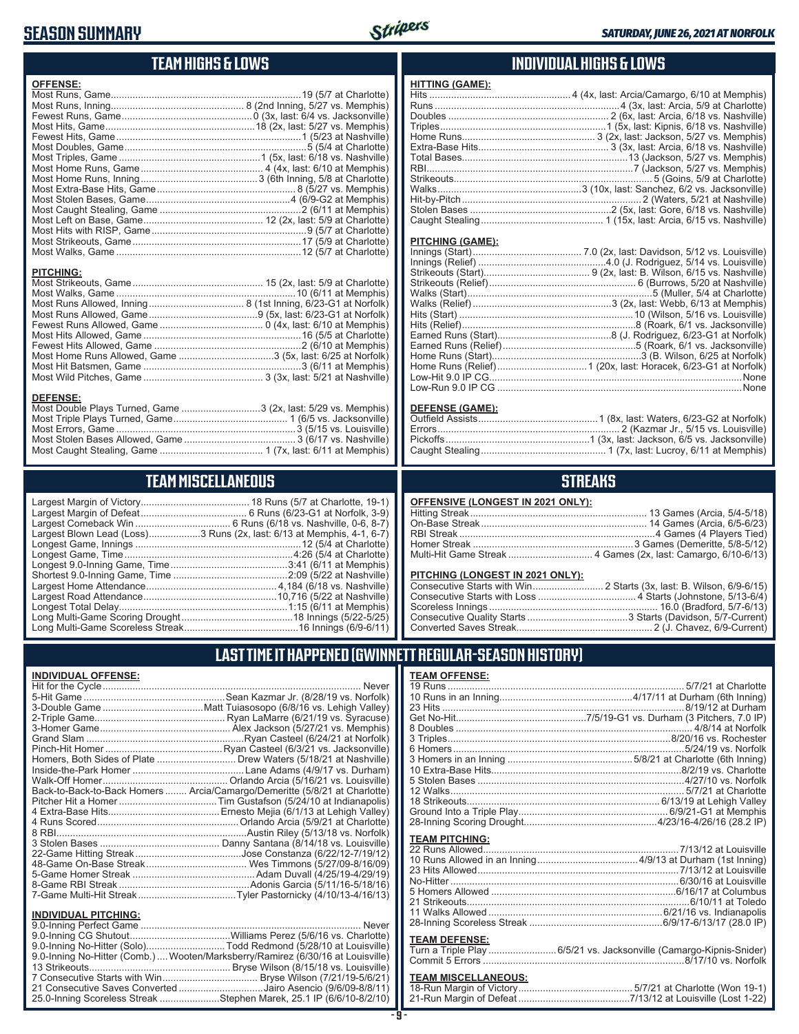# SEASON SUMMARY

SATURDAY, JUNE 26, 2021 AT NORFOLK

## TEAM HIGHS & LOWS

**OFFENSE:**

| | |
|---|---|
| Most Runs, Game | 19 (5/7 at Charlotte) |
| Most Runs, Inning | 8 (2nd Inning, 5/27 vs. Memphis) |
| Fewest Runs, Game | 0 (3x, last: 6/4 vs. Jacksonville) |
| Most Hits, Game | 18 (2x, last: 5/27 vs. Memphis) |
| Fewest Hits, Game | 1 (5/23 at Nashville) |
| Most Doubles, Game | 5 (5/4 at Charlotte) |
| Most Triples, Game | 1 (5x, last: 6/18 vs. Nashville) |
| Most Home Runs, Game | 4 (4x, last: 6/10 at Memphis) |
| Most Home Runs, Inning | 3 (6th Inning, 5/8 at Charlotte) |
| Most Extra-Base Hits, Game | 8 (5/27 vs. Memphis) |
| Most Stolen Bases, Game | 4 (6/9-G2 at Memphis) |
| Most Caught Stealing, Game | 2 (6/11 at Memphis) |
| Most Left on Base, Game | 12 (2x, last: 5/9 at Charlotte) |
| Most Hits with RISP, Game | 9 (5/7 at Charlotte) |
| Most Strikeouts, Game | 17 (5/9 at Charlotte) |
| Most Walks, Game | 12 (5/7 at Charlotte) |

**PITCHING:**

| | |
|---|---|
| Most Strikeouts, Game | 15 (2x, last: 5/9 at Charlotte) |
| Most Walks, Game | 10 (6/11 at Memphis) |
| Most Runs Allowed, Inning | 8 (1st Inning, 6/23-G1 at Norfolk) |
| Most Runs Allowed, Game | 9 (5x, last: 6/23-G1 at Norfolk) |
| Fewest Runs Allowed, Game | 0 (4x, last: 6/10 at Memphis) |
| Most Hits Allowed, Game | 16 (5/5 at Charlotte) |
| Fewest Hits Allowed, Game | 2 (6/10 at Memphis) |
| Most Home Runs Allowed, Game | 3 (5x, last: 6/25 at Norfolk) |
| Most Hit Batsmen, Game | 3 (6/11 at Memphis) |
| Most Wild Pitches, Game | 3 (3x, last: 5/21 at Nashville) |

**DEFENSE:**

| | |
|---|---|
| Most Double Plays Turned, Game | 3 (2x, last: 5/29 vs. Memphis) |
| Most Triple Plays Turned, Game | 1 (6/5 vs. Jacksonville) |
| Most Errors, Game | 3 (5/15 vs. Louisville) |
| Most Stolen Bases Allowed, Game | 3 (6/17 vs. Nashville) |
| Most Caught Stealing, Game | 1 (7x, last: 6/11 at Memphis) |

## INDIVIDUAL HIGHS & LOWS

**HITTING (GAME):**

| | |
|---|---|
| Hits | 4 (4x, last: Arcia/Camargo, 6/10 at Memphis) |
| Runs | 4 (3x, last: Arcia, 5/9 at Charlotte) |
| Doubles | 2 (6x, last: Arcia, 6/18 vs. Nashville) |
| Triples | 1 (5x, last: Kipnis, 6/18 vs. Nashville) |
| Home Runs | 3 (2x, last: Jackson, 5/27 vs. Memphis) |
| Extra-Base Hits | 3 (3x, last: Arcia, 6/18 vs. Nashville) |
| Total Bases | 13 (Jackson, 5/27 vs. Memphis) |
| RBI | 7 (Jackson, 5/27 vs. Memphis) |
| Strikeouts | 5 (Goins, 5/9 at Charlotte) |
| Walks | 3 (10x, last: Sanchez, 6/2 vs. Jacksonville) |
| Hit-by-Pitch | 2 (Waters, 5/21 at Nashville) |
| Stolen Bases | 2 (5x, last: Gore, 6/18 vs. Nashville) |
| Caught Stealing | 1 (15x, last: Arcia, 6/15 vs. Nashville) |

**PITCHING (GAME):**

| | |
|---|---|
| Innings (Start) | 7.0 (2x, last: Davidson, 5/12 vs. Louisville) |
| Innings (Relief) | 4.0 (J. Rodriguez, 5/14 vs. Louisville) |
| Strikeouts (Start) | 9 (2x, last: B. Wilson, 6/15 vs. Nashville) |
| Strikeouts (Relief) | 6 (Burrows, 5/20 at Nashville) |
| Walks (Start) | 5 (Muller, 5/4 at Charlotte) |
| Walks (Relief) | 3 (2x, last: Webb, 6/13 at Memphis) |
| Hits (Start) | 10 (Wilson, 5/16 vs. Louisville) |
| Hits (Relief) | 8 (Roark, 6/1 vs. Jacksonville) |
| Earned Runs (Start) | 8 (J. Rodriguez, 6/23-G1 at Norfolk) |
| Earned Runs (Relief) | 5 (Roark, 6/1 vs. Jacksonville) |
| Home Runs (Start) | 3 (B. Wilson, 6/25 at Norfolk) |
| Home Runs (Relief) | 1 (20x, last: Horacek, 6/23-G1 at Norfolk) |
| Low-Hit 9.0 IP CG | None |
| Low-Run 9.0 IP CG | None |

**DEFENSE (GAME):**

| | |
|---|---|
| Outfield Assists | 1 (8x, last: Waters, 6/23-G2 at Norfolk) |
| Errors | 2 (Kazmar Jr., 5/15 vs. Louisville) |
| Pickoffs | 1 (3x, last: Jackson, 6/5 vs. Jacksonville) |
| Caught Stealing | 1 (7x, last: Lucroy, 6/11 at Memphis) |

## TEAM MISCELLANEOUS

| | |
|---|---|
| Largest Margin of Victory | 18 Runs (5/7 at Charlotte, 19-1) |
| Largest Margin of Defeat | 6 Runs (6/23-G1 at Norfolk, 3-9) |
| Largest Comeback Win | 6 Runs (6/18 vs. Nashville, 0-6, 8-7) |
| Largest Blown Lead (Loss) | 3 Runs (2x, last: 6/13 at Memphis, 4-1, 6-7) |
| Longest Game, Innings | 12 (5/4 at Charlotte) |
| Longest Game, Time | 4:26 (5/4 at Charlotte) |
| Longest 9.0-Inning Game, Time | 3:41 (6/11 at Memphis) |
| Shortest 9.0-Inning Game, Time | 2:09 (5/22 at Nashville) |
| Largest Home Attendance | 4,184 (6/18 vs. Nashville) |
| Largest Road Attendance | 10,716 (5/22 at Nashville) |
| Longest Total Delay | 1:15 (6/11 at Memphis) |
| Long Multi-Game Scoring Drought | 18 Innings (5/22-5/25) |
| Long Multi-Game Scoreless Streak | 16 Innings (6/9-6/11) |

## STREAKS

**OFFENSIVE (LONGEST IN 2021 ONLY):**

| | |
|---|---|
| Hitting Streak | 13 Games (Arcia, 5/4-5/18) |
| On-Base Streak | 14 Games (Arcia, 6/5-6/23) |
| RBI Streak | 4 Games (4 Players Tied) |
| Homer Streak | 3 Games (Demeritte, 5/8-5/12) |
| Multi-Hit Game Streak | 4 Games (2x, last: Camargo, 6/10-6/13) |

**PITCHING (LONGEST IN 2021 ONLY):**

| | |
|---|---|
| Consecutive Starts with Win | 2 Starts (3x, last: B. Wilson, 6/9-6/15) |
| Consecutive Starts with Loss | 4 Starts (Johnstone, 5/13-6/4) |
| Scoreless Innings | 16.0 (Bradford, 5/7-6/13) |
| Consecutive Quality Starts | 3 Starts (Davidson, 5/7-Current) |
| Converted Saves Streak | 2 (J. Chavez, 6/9-Current) |

## LAST TIME IT HAPPENED (GWINNETT REGULAR-SEASON HISTORY)

**INDIVIDUAL OFFENSE:**

| | |
|---|---|
| Hit for the Cycle | Never |
| 5-Hit Game | Sean Kazmar Jr. (8/28/19 vs. Norfolk) |
| 3-Double Game | Matt Tuiasosopo (6/8/16 vs. Lehigh Valley) |
| 2-Triple Game | Ryan LaMarre (6/21/19 vs. Syracuse) |
| 3-Homer Game | Alex Jackson (5/27/21 vs. Memphis) |
| Grand Slam | Ryan Casteel (6/24/21 at Norfolk) |
| Pinch-Hit Homer | Ryan Casteel (6/3/21 vs. Jacksonville) |
| Homers, Both Sides of Plate | Drew Waters (5/18/21 at Nashville) |
| Inside-the-Park Homer | Lane Adams (4/9/17 vs. Durham) |
| Walk-Off Homer | Orlando Arcia (5/16/21 vs. Louisville) |
| Back-to-Back-to-Back Homers | Arcia/Camargo/Demeritte (5/8/21 at Charlotte) |
| Pitcher Hit a Homer | Tim Gustafson (5/24/10 at Indianapolis) |
| 4 Extra-Base Hits | Ernesto Mejia (6/1/13 at Lehigh Valley) |
| 4 Runs Scored | Orlando Arcia (5/9/21 at Charlotte) |
| 8 RBI | Austin Riley (5/13/18 vs. Norfolk) |
| 3 Stolen Bases | Danny Santana (8/14/18 vs. Louisville) |
| 22-Game Hitting Streak | Jose Constanza (6/22/12-7/19/12) |
| 48-Game On-Base Streak | Wes Timmons (5/27/09-8/16/09) |
| 5-Game Homer Streak | Adam Duvall (4/25/19-4/29/19) |
| 8-Game RBI Streak | Adonis Garcia (5/11/16-5/18/16) |
| 7-Game Multi-Hit Streak | Tyler Pastornicky (4/10/13-4/16/13) |

**INDIVIDUAL PITCHING:**

| | |
|---|---|
| 9.0-Inning Perfect Game | Never |
| 9.0-Inning CG Shutout | Williams Perez (5/6/16 vs. Charlotte) |
| 9.0-Inning No-Hitter (Solo) | Todd Redmond (5/28/10 at Louisville) |
| 9.0-Inning No-Hitter (Comb.) | Wooten/Marksberry/Ramirez (6/30/16 at Louisville) |
| 13 Strikeouts | Bryse Wilson (8/15/18 vs. Louisville) |
| 7 Consecutive Starts with Win | Bryse Wilson (7/21/19-5/6/21) |
| 21 Consecutive Saves Converted | Jairo Asencio (9/6/09-8/8/11) |
| 25.0-Inning Scoreless Streak | Stephen Marek, 25.1 IP (6/6/10-8/2/10) |

**TEAM OFFENSE:**

| | |
|---|---|
| 19 Runs | 5/7/21 at Charlotte |
| 10 Runs in an Inning | 4/17/11 at Durham (6th Inning) |
| 23 Hits | 8/19/12 at Durham |
| Get No-Hit | 7/5/19-G1 vs. Durham (3 Pitchers, 7.0 IP) |
| 8 Doubles | 4/8/14 at Norfolk |
| 3 Triples | 8/20/16 vs. Rochester |
| 6 Homers | 5/24/19 vs. Norfolk |
| 3 Homers in an Inning | 5/8/21 at Charlotte (6th Inning) |
| 10 Extra-Base Hits | 8/2/19 vs. Charlotte |
| 5 Stolen Bases | 4/27/10 vs. Norfolk |
| 12 Walks | 5/7/21 at Charlotte |
| 18 Strikeouts | 6/13/19 at Lehigh Valley |
| Ground Into a Triple Play | 6/9/21-G1 at Memphis |
| 28-Inning Scoring Drought | 4/23/16-4/26/16 (28.2 IP) |

**TEAM PITCHING:**

| | |
|---|---|
| 22 Runs Allowed | 7/13/12 at Louisville |
| 10 Runs Allowed in an Inning | 4/9/13 at Durham (1st Inning) |
| 23 Hits Allowed | 7/13/12 at Louisville |
| No-Hitter | 6/30/16 at Louisville |
| 5 Homers Allowed | 6/16/17 at Columbus |
| 21 Strikeouts | 6/10/11 at Toledo |
| 11 Walks Allowed | 6/21/16 vs. Indianapolis |
| 28-Inning Scoreless Streak | 6/9/17-6/13/17 (28.0 IP) |

**TEAM DEFENSE:**

| | |
|---|---|
| Turn a Triple Play | 6/5/21 vs. Jacksonville (Camargo-Kipnis-Snider) |
| Commit 5 Errors | 8/17/10 vs. Norfolk |

**TEAM MISCELLANEOUS:**

| | |
|---|---|
| 18-Run Margin of Victory | 5/7/21 at Charlotte (Won 19-1) |
| 21-Run Margin of Defeat | 7/13/12 at Louisville (Lost 1-22) |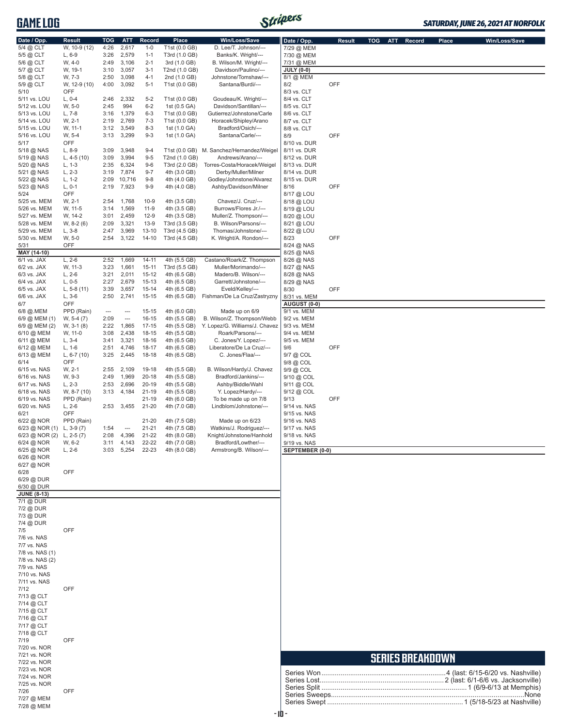# GAME LOG

| Date / Opp. | Result | TOG | ATT | Record | Place | Win/Loss/Save |
|---|---|---|---|---|---|---|
| 5/4 @ CLT | W, 10-9 (12) | 4:26 | 2,617 | 1-0 | T1st (0.0 GB) | D. Lee/T. Johnson/--- |
| 5/5 @ CLT | L, 6-9 | 3:26 | 2,579 | 1-1 | T3rd (1.0 GB) | Banks/K. Wright/--- |
| 5/6 @ CLT | W, 4-0 | 2:49 | 3,106 | 2-1 | 3rd (1.0 GB) | B. Wilson/M. Wright/--- |
| 5/7 @ CLT | W, 19-1 | 3:10 | 3,057 | 3-1 | T2nd (1.0 GB) | Davidson/Paulino/--- |
| 5/8 @ CLT | W, 7-3 | 2:50 | 3,098 | 4-1 | 2nd (1.0 GB) | Johnstone/Tomshaw/--- |
| 5/9 @ CLT | W, 12-9 (10) | 4:00 | 3,092 | 5-1 | T1st (0.0 GB) | Santana/Burdi/--- |
| 5/10 | OFF | | | | | |
| 5/11 vs. LOU | L, 0-4 | 2:46 | 2,332 | 5-2 | T1st (0.0 GB) | Goudeau/K. Wright/--- |
| 5/12 vs. LOU | W, 5-0 | 2:45 | 994 | 6-2 | 1st (0.5 GA) | Davidson/Santillan/--- |
| 5/13 vs. LOU | L, 7-8 | 3:16 | 1,379 | 6-3 | T1st (0.0 GB) | Gutierrez/Johnstone/Carle |
| 5/14 vs. LOU | W, 2-1 | 2:19 | 2,769 | 7-3 | T1st (0.0 GB) | Horacek/Shipley/Arano |
| 5/15 vs. LOU | W, 11-1 | 3:12 | 3,549 | 8-3 | 1st (1.0 GA) | Bradford/Osich/--- |
| 5/16 vs. LOU | W, 5-4 | 3:13 | 3,299 | 9-3 | 1st (1.0 GA) | Santana/Carle/--- |
| 5/17 | OFF | | | | | |
| 5/18 @ NAS | L, 8-9 | 3:09 | 3,948 | 9-4 | T1st (0.0 GB) | M. Sanchez/Hernandez/Weigel |
| 5/19 @ NAS | L, 4-5 (10) | 3:09 | 3,994 | 9-5 | T2nd (1.0 GB) | Andrews/Arano/--- |
| 5/20 @ NAS | L, 1-3 | 2:35 | 6,324 | 9-6 | T3rd (2.0 GB) | Torres-Costa/Horacek/Weigel |
| 5/21 @ NAS | L, 2-3 | 3:19 | 7,874 | 9-7 | 4th (3.0 GB) | Derby/Muller/Milner |
| 5/22 @ NAS | L, 1-2 | 2:09 | 10,716 | 9-8 | 4th (4.0 GB) | Godley/Johnstone/Alvarez |
| 5/23 @ NAS | L, 0-1 | 2:19 | 7,923 | 9-9 | 4th (4.0 GB) | Ashby/Davidson/Milner |
| 5/24 | OFF | | | | | |
| 5/25 vs. MEM | W, 2-1 | 2:54 | 1,768 | 10-9 | 4th (3.5 GB) | Chavez/J. Cruz/--- |
| 5/26 vs. MEM | W, 11-5 | 3:14 | 1,569 | 11-9 | 4th (3.5 GB) | Burrows/Flores Jr./--- |
| 5/27 vs. MEM | W, 14-2 | 3:01 | 2,459 | 12-9 | 4th (3.5 GB) | Muller/Z. Thompson/--- |
| 5/28 vs. MEM | W, 8-2 (6) | 2:09 | 3,321 | 13-9 | T3rd (3.5 GB) | B. Wilson/Parsons/--- |
| 5/29 vs. MEM | L, 3-8 | 2:47 | 3,969 | 13-10 | T3rd (4.5 GB) | Thomas/Johnstone/--- |
| 5/30 vs. MEM | W, 5-0 | 2:54 | 3,122 | 14-10 | T3rd (4.5 GB) | K. Wright/A. Rondon/--- |
| 5/31 | OFF | | | | | |
| **MAY (14-10)** | | | | | | |
| 6/1 vs. JAX | L, 2-6 | 2:52 | 1,669 | 14-11 | 4th (5.5 GB) | Castano/Roark/Z. Thompson |
| 6/2 vs. JAX | W, 11-3 | 3:23 | 1,661 | 15-11 | T3rd (5.5 GB) | Muller/Morimando/--- |
| 6/3 vs. JAX | L, 2-6 | 3:21 | 2,011 | 15-12 | 4th (6.5 GB) | Madero/B. Wilson/--- |
| 6/4 vs. JAX | L, 0-5 | 2:27 | 2,679 | 15-13 | 4th (6.5 GB) | Garrett/Johnstone/--- |
| 6/5 vs. JAX | L, 5-8 (11) | 3:39 | 3,657 | 15-14 | 4th (6.5 GB) | Eveld/Kelley/--- |
| 6/6 vs. JAX | L, 3-6 | 2:50 | 2,741 | 15-15 | 4th (6.5 GB) | Fishman/De La Cruz/Zastryzny |
| 6/7 | OFF | | | | | |
| 6/8 @ MEM | PPD (Rain) | --- | --- | 15-15 | 4th (6.0 GB) | Made up on 6/9 |
| 6/9 @ MEM (1) | W, 5-4 (7) | 2:09 | --- | 16-15 | 4th (5.5 GB) | B. Wilson/Z. Thompson/Webb |
| 6/9 @ MEM (2) | W, 3-1 (8) | 2:22 | 1,865 | 17-15 | 4th (5.5 GB) | Y. Lopez/G. Williams/J. Chavez |
| 6/10 @ MEM | W, 11-0 | 3:08 | 2,438 | 18-15 | 4th (5.5 GB) | Roark/Parsons/--- |
| 6/11 @ MEM | L, 3-4 | 3:41 | 3,321 | 18-16 | 4th (6.5 GB) | C. Jones/Y. Lopez/--- |
| 6/12 @ MEM | L, 1-6 | 2:51 | 4,746 | 18-17 | 4th (6.5 GB) | Liberatore/De La Cruz/--- |
| 6/13 @ MEM | L, 6-7 (10) | 3:25 | 2,445 | 18-18 | 4th (6.5 GB) | C. Jones/Flaa/--- |
| 6/14 | OFF | | | | | |
| 6/15 vs. NAS | W, 2-1 | 2:55 | 2,109 | 19-18 | 4th (5.5 GB) | B. Wilson/Hardy/J. Chavez |
| 6/16 vs. NAS | W, 9-3 | 2:49 | 1,969 | 20-18 | 4th (5.5 GB) | Bradford/Jankins/--- |
| 6/17 vs. NAS | L, 2-3 | 2:53 | 2,696 | 20-19 | 4th (5.5 GB) | Ashby/Biddle/Wahl |
| 6/18 vs. NAS | W, 8-7 (10) | 3:13 | 4,184 | 21-19 | 4th (5.5 GB) | Y. Lopez/Hardy/--- |
| 6/19 vs. NAS | PPD (Rain) | | | 21-19 | 4th (6.0 GB) | To be made up on 7/8 |
| 6/20 vs. NAS | L, 2-6 | 2:53 | 3,455 | 21-20 | 4th (7.0 GB) | Lindblom/Johnstone/--- |
| 6/21 | OFF | | | | | |
| 6/22 @ NOR | PPD (Rain) | | | 21-20 | 4th (7.5 GB) | Made up on 6/23 |
| 6/23 @ NOR (1) | L, 3-9 (7) | 1:54 | --- | 21-21 | 4th (7.5 GB) | Watkins/J. Rodriguez/--- |
| 6/23 @ NOR (2) | L, 2-5 (7) | 2:08 | 4,396 | 21-22 | 4th (8.0 GB) | Knight/Johnstone/Hanhold |
| 6/24 @ NOR | W, 6-2 | 3:11 | 4,143 | 22-22 | 4th (7.0 GB) | Bradford/Lowther/--- |
| 6/25 @ NOR | L, 2-6 | 3:03 | 5,254 | 22-23 | 4th (8.0 GB) | Armstrong/B. Wilson/--- |
| 6/26 @ NOR | | | | | | |
| 6/27 @ NOR | | | | | | |
| 6/28 | OFF | | | | | |
| 6/29 @ DUR | | | | | | |
| 6/30 @ DUR | | | | | | |
| **JUNE (8-13)** | | | | | | |
| 7/1 @ DUR | | | | | | |
| 7/2 @ DUR | | | | | | |
| 7/3 @ DUR | | | | | | |
| 7/4 @ DUR | | | | | | |
| 7/5 | OFF | | | | | |
| 7/6 vs. NAS | | | | | | |
| 7/7 vs. NAS | | | | | | |
| 7/8 vs. NAS (1) | | | | | | |
| 7/8 vs. NAS (2) | | | | | | |
| 7/9 vs. NAS | | | | | | |
| 7/10 vs. NAS | | | | | | |
| 7/11 vs. NAS | | | | | | |
| 7/12 | OFF | | | | | |
| 7/13 @ CLT | | | | | | |
| 7/14 @ CLT | | | | | | |
| 7/15 @ CLT | | | | | | |
| 7/16 @ CLT | | | | | | |
| 7/17 @ CLT | | | | | | |
| 7/18 @ CLT | | | | | | |
| 7/19 | OFF | | | | | |
| 7/20 vs. NOR | | | | | | |
| 7/21 vs. NOR | | | | | | |
| 7/22 vs. NOR | | | | | | |
| 7/23 vs. NOR | | | | | | |
| 7/24 vs. NOR | | | | | | |
| 7/25 vs. NOR | | | | | | |
| 7/26 | OFF | | | | | |
| 7/27 @ MEM | | | | | | |
| 7/28 @ MEM | | | | | | |
| 7/29 @ MEM | | | | | | |
| 7/30 @ MEM | | | | | | |
| 7/31 @ MEM | | | | | | |
| **JULY (0-0)** | | | | | | |
| 8/1 @ MEM | | | | | | |
| 8/2 | OFF | | | | | |
| 8/3 vs. CLT | | | | | | |
| 8/4 vs. CLT | | | | | | |
| 8/5 vs. CLT | | | | | | |
| 8/6 vs. CLT | | | | | | |
| 8/7 vs. CLT | | | | | | |
| 8/8 vs. CLT | | | | | | |
| 8/9 | OFF | | | | | |
| 8/10 vs. DUR | | | | | | |
| 8/11 vs. DUR | | | | | | |
| 8/12 vs. DUR | | | | | | |
| 8/13 vs. DUR | | | | | | |
| 8/14 vs. DUR | | | | | | |
| 8/15 vs. DUR | | | | | | |
| 8/16 | OFF | | | | | |
| 8/17 @ LOU | | | | | | |
| 8/18 @ LOU | | | | | | |
| 8/19 @ LOU | | | | | | |
| 8/20 @ LOU | | | | | | |
| 8/21 @ LOU | | | | | | |
| 8/22 @ LOU | | | | | | |
| 8/23 | OFF | | | | | |
| 8/24 @ NAS | | | | | | |
| 8/25 @ NAS | | | | | | |
| 8/26 @ NAS | | | | | | |
| 8/27 @ NAS | | | | | | |
| 8/28 @ NAS | | | | | | |
| 8/29 @ NAS | | | | | | |
| 8/30 | OFF | | | | | |
| 8/31 vs. MEM | | | | | | |
| **AUGUST (0-0)** | | | | | | |
| 9/1 vs. MEM | | | | | | |
| 9/2 vs. MEM | | | | | | |
| 9/3 vs. MEM | | | | | | |
| 9/4 vs. MEM | | | | | | |
| 9/5 vs. MEM | | | | | | |
| 9/6 | OFF | | | | | |
| 9/7 @ COL | | | | | | |
| 9/8 @ COL | | | | | | |
| 9/9 @ COL | | | | | | |
| 9/10 @ COL | | | | | | |
| 9/11 @ COL | | | | | | |
| 9/12 @ COL | | | | | | |
| 9/13 | OFF | | | | | |
| 9/14 vs. NAS | | | | | | |
| 9/15 vs. NAS | | | | | | |
| 9/16 vs. NAS | | | | | | |
| 9/17 vs. NAS | | | | | | |
| 9/18 vs. NAS | | | | | | |
| 9/19 vs. NAS | | | | | | |
| **SEPTEMBER (0-0)** | | | | | | |

## SERIES BREAKDOWN

Series Won................................4 (last: 6/15-6/20 vs. Nashville)
Series Lost................................2 (last: 6/1-6/6 vs. Jacksonville)
Series Split................................1 (6/9-6/13 at Memphis)
Series Sweeps................................None
Series Swept................................1 (5/18-5/23 at Nashville)